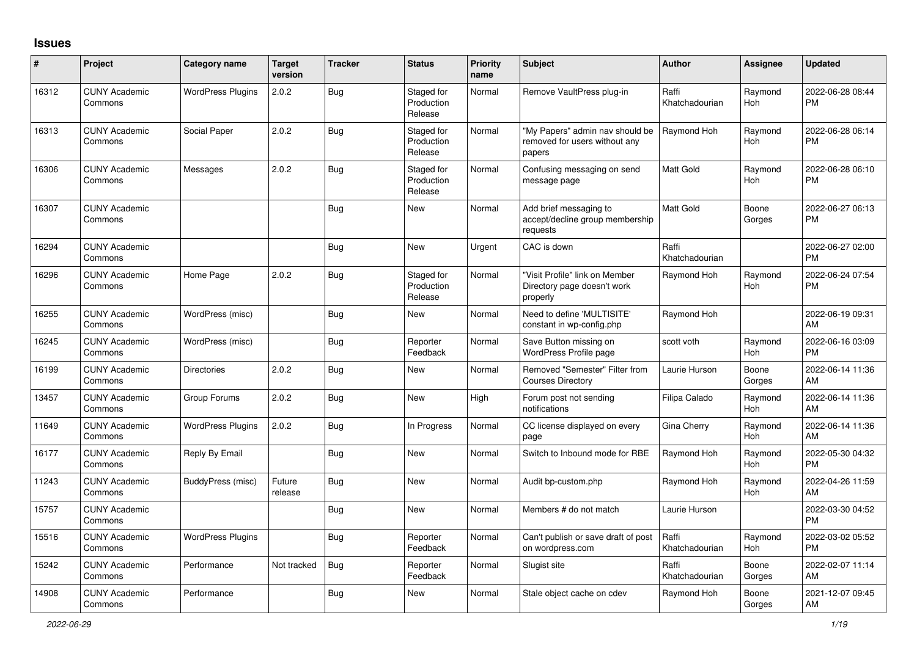## Issues

| # | Project | Category name | Target version | Tracker | Status | Priority name | Subject | Author | Assignee | Updated |
|---|---|---|---|---|---|---|---|---|---|---|
| 16312 | CUNY Academic Commons | WordPress Plugins | 2.0.2 | Bug | Staged for Production Release | Normal | Remove VaultPress plug-in | Raffi Khatchadourian | Raymond Hoh | 2022-06-28 08:44 PM |
| 16313 | CUNY Academic Commons | Social Paper | 2.0.2 | Bug | Staged for Production Release | Normal | "My Papers" admin nav should be removed for users without any papers | Raymond Hoh | Raymond Hoh | 2022-06-28 06:14 PM |
| 16306 | CUNY Academic Commons | Messages | 2.0.2 | Bug | Staged for Production Release | Normal | Confusing messaging on send message page | Matt Gold | Raymond Hoh | 2022-06-28 06:10 PM |
| 16307 | CUNY Academic Commons | | | Bug | New | Normal | Add brief messaging to accept/decline group membership requests | Matt Gold | Boone Gorges | 2022-06-27 06:13 PM |
| 16294 | CUNY Academic Commons | | | Bug | New | Urgent | CAC is down | Raffi Khatchadourian | | 2022-06-27 02:00 PM |
| 16296 | CUNY Academic Commons | Home Page | 2.0.2 | Bug | Staged for Production Release | Normal | "Visit Profile" link on Member Directory page doesn't work properly | Raymond Hoh | Raymond Hoh | 2022-06-24 07:54 PM |
| 16255 | CUNY Academic Commons | WordPress (misc) | | Bug | New | Normal | Need to define 'MULTISITE' constant in wp-config.php | Raymond Hoh | | 2022-06-19 09:31 AM |
| 16245 | CUNY Academic Commons | WordPress (misc) | | Bug | Reporter Feedback | Normal | Save Button missing on WordPress Profile page | scott voth | Raymond Hoh | 2022-06-16 03:09 PM |
| 16199 | CUNY Academic Commons | Directories | 2.0.2 | Bug | New | Normal | Removed "Semester" Filter from Courses Directory | Laurie Hurson | Boone Gorges | 2022-06-14 11:36 AM |
| 13457 | CUNY Academic Commons | Group Forums | 2.0.2 | Bug | New | High | Forum post not sending notifications | Filipa Calado | Raymond Hoh | 2022-06-14 11:36 AM |
| 11649 | CUNY Academic Commons | WordPress Plugins | 2.0.2 | Bug | In Progress | Normal | CC license displayed on every page | Gina Cherry | Raymond Hoh | 2022-06-14 11:36 AM |
| 16177 | CUNY Academic Commons | Reply By Email | | Bug | New | Normal | Switch to Inbound mode for RBE | Raymond Hoh | Raymond Hoh | 2022-05-30 04:32 PM |
| 11243 | CUNY Academic Commons | BuddyPress (misc) | Future release | Bug | New | Normal | Audit bp-custom.php | Raymond Hoh | Raymond Hoh | 2022-04-26 11:59 AM |
| 15757 | CUNY Academic Commons | | | Bug | New | Normal | Members # do not match | Laurie Hurson | | 2022-03-30 04:52 PM |
| 15516 | CUNY Academic Commons | WordPress Plugins | | Bug | Reporter Feedback | Normal | Can't publish or save draft of post on wordpress.com | Raffi Khatchadourian | Raymond Hoh | 2022-03-02 05:52 PM |
| 15242 | CUNY Academic Commons | Performance | Not tracked | Bug | Reporter Feedback | Normal | Slugist site | Raffi Khatchadourian | Boone Gorges | 2022-02-07 11:14 AM |
| 14908 | CUNY Academic Commons | Performance | | Bug | New | Normal | Stale object cache on cdev | Raymond Hoh | Boone Gorges | 2021-12-07 09:45 AM |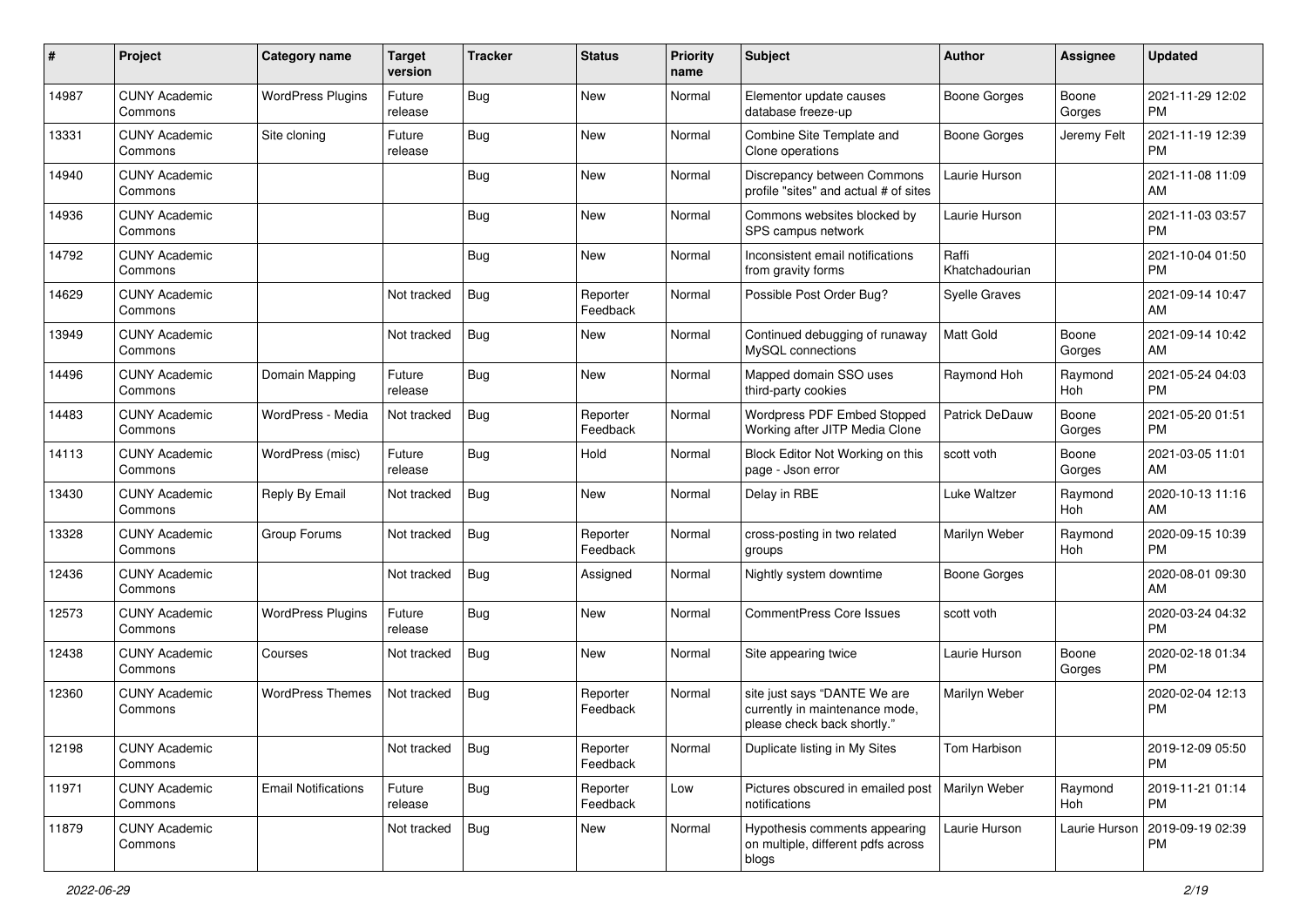| # | Project | Category name | Target version | Tracker | Status | Priority name | Subject | Author | Assignee | Updated |
|---|---|---|---|---|---|---|---|---|---|---|
| 14987 | CUNY Academic Commons | WordPress Plugins | Future release | Bug | New | Normal | Elementor update causes database freeze-up | Boone Gorges | Boone Gorges | 2021-11-29 12:02 PM |
| 13331 | CUNY Academic Commons | Site cloning | Future release | Bug | New | Normal | Combine Site Template and Clone operations | Boone Gorges | Jeremy Felt | 2021-11-19 12:39 PM |
| 14940 | CUNY Academic Commons | | | Bug | New | Normal | Discrepancy between Commons profile "sites" and actual # of sites | Laurie Hurson | | 2021-11-08 11:09 AM |
| 14936 | CUNY Academic Commons | | | Bug | New | Normal | Commons websites blocked by SPS campus network | Laurie Hurson | | 2021-11-03 03:57 PM |
| 14792 | CUNY Academic Commons | | | Bug | New | Normal | Inconsistent email notifications from gravity forms | Raffi Khatchadourian | | 2021-10-04 01:50 PM |
| 14629 | CUNY Academic Commons | | Not tracked | Bug | Reporter Feedback | Normal | Possible Post Order Bug? | Syelle Graves | | 2021-09-14 10:47 AM |
| 13949 | CUNY Academic Commons | | Not tracked | Bug | New | Normal | Continued debugging of runaway MySQL connections | Matt Gold | Boone Gorges | 2021-09-14 10:42 AM |
| 14496 | CUNY Academic Commons | Domain Mapping | Future release | Bug | New | Normal | Mapped domain SSO uses third-party cookies | Raymond Hoh | Raymond Hoh | 2021-05-24 04:03 PM |
| 14483 | CUNY Academic Commons | WordPress - Media | Not tracked | Bug | Reporter Feedback | Normal | Wordpress PDF Embed Stopped Working after JITP Media Clone | Patrick DeDauw | Boone Gorges | 2021-05-20 01:51 PM |
| 14113 | CUNY Academic Commons | WordPress (misc) | Future release | Bug | Hold | Normal | Block Editor Not Working on this page - Json error | scott voth | Boone Gorges | 2021-03-05 11:01 AM |
| 13430 | CUNY Academic Commons | Reply By Email | Not tracked | Bug | New | Normal | Delay in RBE | Luke Waltzer | Raymond Hoh | 2020-10-13 11:16 AM |
| 13328 | CUNY Academic Commons | Group Forums | Not tracked | Bug | Reporter Feedback | Normal | cross-posting in two related groups | Marilyn Weber | Raymond Hoh | 2020-09-15 10:39 PM |
| 12436 | CUNY Academic Commons | | Not tracked | Bug | Assigned | Normal | Nightly system downtime | Boone Gorges | | 2020-08-01 09:30 AM |
| 12573 | CUNY Academic Commons | WordPress Plugins | Future release | Bug | New | Normal | CommentPress Core Issues | scott voth | | 2020-03-24 04:32 PM |
| 12438 | CUNY Academic Commons | Courses | Not tracked | Bug | New | Normal | Site appearing twice | Laurie Hurson | Boone Gorges | 2020-02-18 01:34 PM |
| 12360 | CUNY Academic Commons | WordPress Themes | Not tracked | Bug | Reporter Feedback | Normal | site just says "DANTE We are currently in maintenance mode, please check back shortly." | Marilyn Weber | | 2020-02-04 12:13 PM |
| 12198 | CUNY Academic Commons | | Not tracked | Bug | Reporter Feedback | Normal | Duplicate listing in My Sites | Tom Harbison | | 2019-12-09 05:50 PM |
| 11971 | CUNY Academic Commons | Email Notifications | Future release | Bug | Reporter Feedback | Low | Pictures obscured in emailed post notifications | Marilyn Weber | Raymond Hoh | 2019-11-21 01:14 PM |
| 11879 | CUNY Academic Commons | | Not tracked | Bug | New | Normal | Hypothesis comments appearing on multiple, different pdfs across blogs | Laurie Hurson | Laurie Hurson | 2019-09-19 02:39 PM |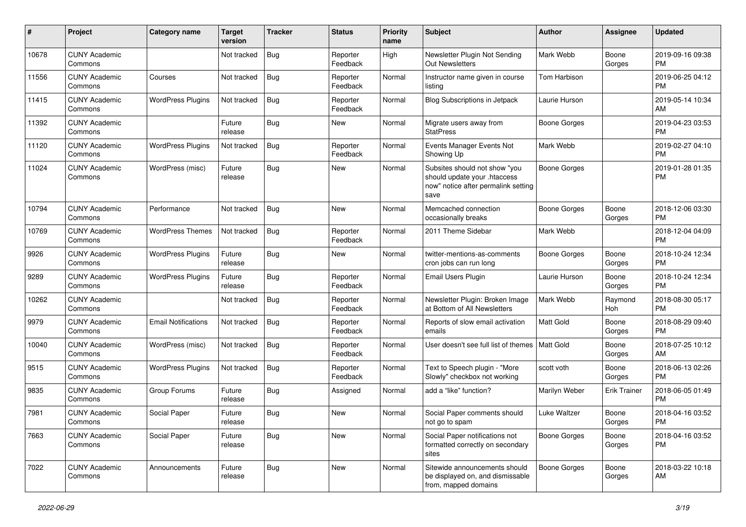| # | Project | Category name | Target version | Tracker | Status | Priority name | Subject | Author | Assignee | Updated |
|---|---|---|---|---|---|---|---|---|---|---|
| 10678 | CUNY Academic Commons | | Not tracked | Bug | Reporter Feedback | High | Newsletter Plugin Not Sending Out Newsletters | Mark Webb | Boone Gorges | 2019-09-16 09:38 PM |
| 11556 | CUNY Academic Commons | Courses | Not tracked | Bug | Reporter Feedback | Normal | Instructor name given in course listing | Tom Harbison | | 2019-06-25 04:12 PM |
| 11415 | CUNY Academic Commons | WordPress Plugins | Not tracked | Bug | Reporter Feedback | Normal | Blog Subscriptions in Jetpack | Laurie Hurson | | 2019-05-14 10:34 AM |
| 11392 | CUNY Academic Commons | | Future release | Bug | New | Normal | Migrate users away from StatPress | Boone Gorges | | 2019-04-23 03:53 PM |
| 11120 | CUNY Academic Commons | WordPress Plugins | Not tracked | Bug | Reporter Feedback | Normal | Events Manager Events Not Showing Up | Mark Webb | | 2019-02-27 04:10 PM |
| 11024 | CUNY Academic Commons | WordPress (misc) | Future release | Bug | New | Normal | Subsites should not show "you should update your .htaccess now" notice after permalink setting save | Boone Gorges | | 2019-01-28 01:35 PM |
| 10794 | CUNY Academic Commons | Performance | Not tracked | Bug | New | Normal | Memcached connection occasionally breaks | Boone Gorges | Boone Gorges | 2018-12-06 03:30 PM |
| 10769 | CUNY Academic Commons | WordPress Themes | Not tracked | Bug | Reporter Feedback | Normal | 2011 Theme Sidebar | Mark Webb | | 2018-12-04 04:09 PM |
| 9926 | CUNY Academic Commons | WordPress Plugins | Future release | Bug | New | Normal | twitter-mentions-as-comments cron jobs can run long | Boone Gorges | Boone Gorges | 2018-10-24 12:34 PM |
| 9289 | CUNY Academic Commons | WordPress Plugins | Future release | Bug | Reporter Feedback | Normal | Email Users Plugin | Laurie Hurson | Boone Gorges | 2018-10-24 12:34 PM |
| 10262 | CUNY Academic Commons | | Not tracked | Bug | Reporter Feedback | Normal | Newsletter Plugin: Broken Image at Bottom of All Newsletters | Mark Webb | Raymond Hoh | 2018-08-30 05:17 PM |
| 9979 | CUNY Academic Commons | Email Notifications | Not tracked | Bug | Reporter Feedback | Normal | Reports of slow email activation emails | Matt Gold | Boone Gorges | 2018-08-29 09:40 PM |
| 10040 | CUNY Academic Commons | WordPress (misc) | Not tracked | Bug | Reporter Feedback | Normal | User doesn't see full list of themes | Matt Gold | Boone Gorges | 2018-07-25 10:12 AM |
| 9515 | CUNY Academic Commons | WordPress Plugins | Not tracked | Bug | Reporter Feedback | Normal | Text to Speech plugin - "More Slowly" checkbox not working | scott voth | Boone Gorges | 2018-06-13 02:26 PM |
| 9835 | CUNY Academic Commons | Group Forums | Future release | Bug | Assigned | Normal | add a "like" function? | Marilyn Weber | Erik Trainer | 2018-06-05 01:49 PM |
| 7981 | CUNY Academic Commons | Social Paper | Future release | Bug | New | Normal | Social Paper comments should not go to spam | Luke Waltzer | Boone Gorges | 2018-04-16 03:52 PM |
| 7663 | CUNY Academic Commons | Social Paper | Future release | Bug | New | Normal | Social Paper notifications not formatted correctly on secondary sites | Boone Gorges | Boone Gorges | 2018-04-16 03:52 PM |
| 7022 | CUNY Academic Commons | Announcements | Future release | Bug | New | Normal | Sitewide announcements should be displayed on, and dismissable from, mapped domains | Boone Gorges | Boone Gorges | 2018-03-22 10:18 AM |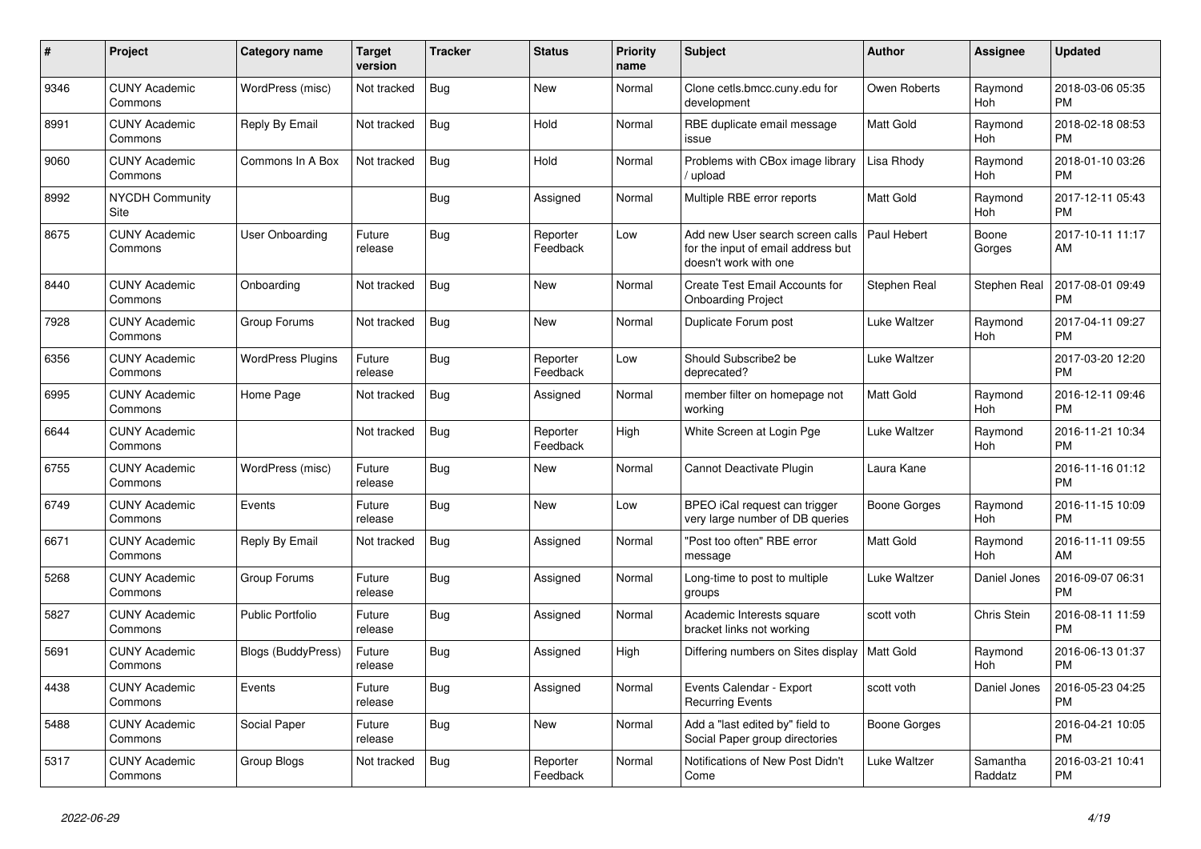| # | Project | Category name | Target version | Tracker | Status | Priority name | Subject | Author | Assignee | Updated |
|---|---|---|---|---|---|---|---|---|---|---|
| 9346 | CUNY Academic Commons | WordPress (misc) | Not tracked | Bug | New | Normal | Clone cetls.bmcc.cuny.edu for development | Owen Roberts | Raymond Hoh | 2018-03-06 05:35 PM |
| 8991 | CUNY Academic Commons | Reply By Email | Not tracked | Bug | Hold | Normal | RBE duplicate email message issue | Matt Gold | Raymond Hoh | 2018-02-18 08:53 PM |
| 9060 | CUNY Academic Commons | Commons In A Box | Not tracked | Bug | Hold | Normal | Problems with CBox image library / upload | Lisa Rhody | Raymond Hoh | 2018-01-10 03:26 PM |
| 8992 | NYCDH Community Site | | | Bug | Assigned | Normal | Multiple RBE error reports | Matt Gold | Raymond Hoh | 2017-12-11 05:43 PM |
| 8675 | CUNY Academic Commons | User Onboarding | Future release | Bug | Reporter Feedback | Low | Add new User search screen calls for the input of email address but doesn't work with one | Paul Hebert | Boone Gorges | 2017-10-11 11:17 AM |
| 8440 | CUNY Academic Commons | Onboarding | Not tracked | Bug | New | Normal | Create Test Email Accounts for Onboarding Project | Stephen Real | Stephen Real | 2017-08-01 09:49 PM |
| 7928 | CUNY Academic Commons | Group Forums | Not tracked | Bug | New | Normal | Duplicate Forum post | Luke Waltzer | Raymond Hoh | 2017-04-11 09:27 PM |
| 6356 | CUNY Academic Commons | WordPress Plugins | Future release | Bug | Reporter Feedback | Low | Should Subscribe2 be deprecated? | Luke Waltzer | | 2017-03-20 12:20 PM |
| 6995 | CUNY Academic Commons | Home Page | Not tracked | Bug | Assigned | Normal | member filter on homepage not working | Matt Gold | Raymond Hoh | 2016-12-11 09:46 PM |
| 6644 | CUNY Academic Commons | | Not tracked | Bug | Reporter Feedback | High | White Screen at Login Pge | Luke Waltzer | Raymond Hoh | 2016-11-21 10:34 PM |
| 6755 | CUNY Academic Commons | WordPress (misc) | Future release | Bug | New | Normal | Cannot Deactivate Plugin | Laura Kane | | 2016-11-16 01:12 PM |
| 6749 | CUNY Academic Commons | Events | Future release | Bug | New | Low | BPEO iCal request can trigger very large number of DB queries | Boone Gorges | Raymond Hoh | 2016-11-15 10:09 PM |
| 6671 | CUNY Academic Commons | Reply By Email | Not tracked | Bug | Assigned | Normal | "Post too often" RBE error message | Matt Gold | Raymond Hoh | 2016-11-11 09:55 AM |
| 5268 | CUNY Academic Commons | Group Forums | Future release | Bug | Assigned | Normal | Long-time to post to multiple groups | Luke Waltzer | Daniel Jones | 2016-09-07 06:31 PM |
| 5827 | CUNY Academic Commons | Public Portfolio | Future release | Bug | Assigned | Normal | Academic Interests square bracket links not working | scott voth | Chris Stein | 2016-08-11 11:59 PM |
| 5691 | CUNY Academic Commons | Blogs (BuddyPress) | Future release | Bug | Assigned | High | Differing numbers on Sites display | Matt Gold | Raymond Hoh | 2016-06-13 01:37 PM |
| 4438 | CUNY Academic Commons | Events | Future release | Bug | Assigned | Normal | Events Calendar - Export Recurring Events | scott voth | Daniel Jones | 2016-05-23 04:25 PM |
| 5488 | CUNY Academic Commons | Social Paper | Future release | Bug | New | Normal | Add a "last edited by" field to Social Paper group directories | Boone Gorges | | 2016-04-21 10:05 PM |
| 5317 | CUNY Academic Commons | Group Blogs | Not tracked | Bug | Reporter Feedback | Normal | Notifications of New Post Didn't Come | Luke Waltzer | Samantha Raddatz | 2016-03-21 10:41 PM |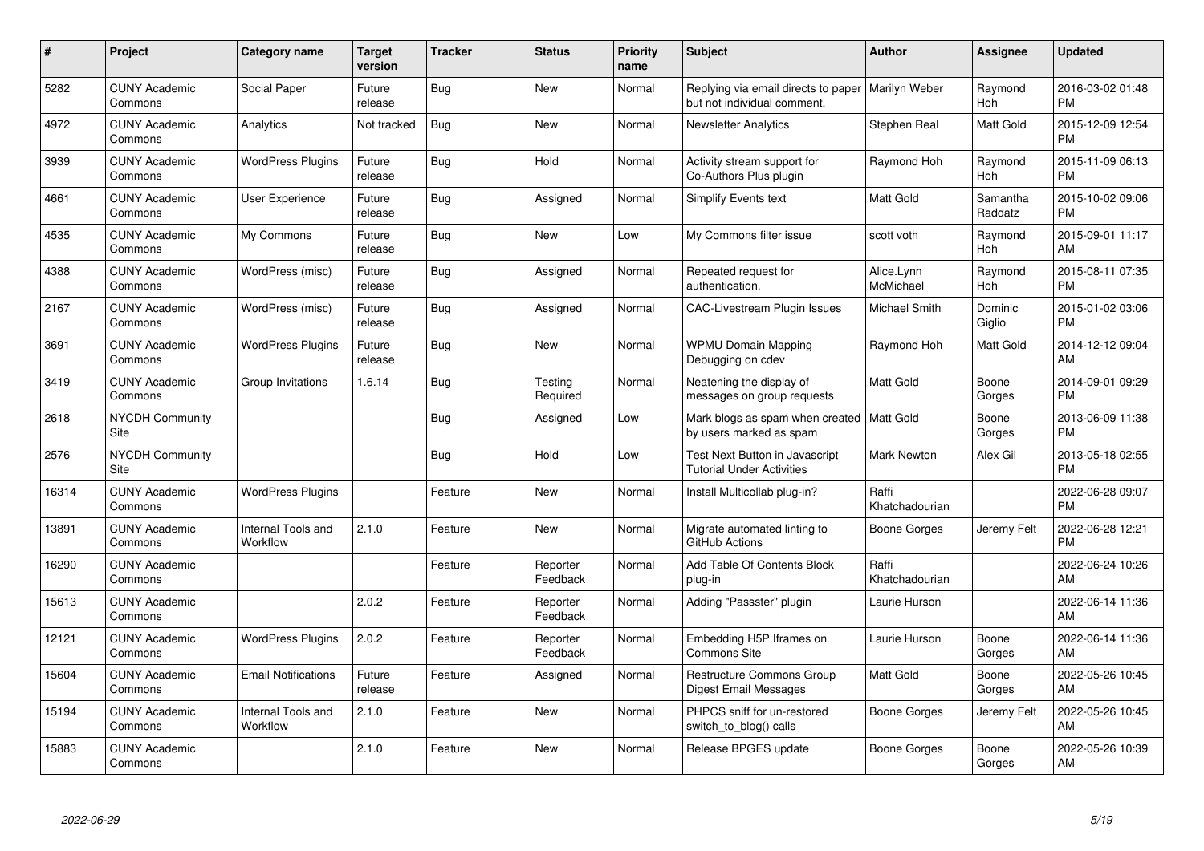| # | Project | Category name | Target version | Tracker | Status | Priority name | Subject | Author | Assignee | Updated |
|---|---|---|---|---|---|---|---|---|---|---|
| 5282 | CUNY Academic Commons | Social Paper | Future release | Bug | New | Normal | Replying via email directs to paper but not individual comment. | Marilyn Weber | Raymond Hoh | 2016-03-02 01:48 PM |
| 4972 | CUNY Academic Commons | Analytics | Not tracked | Bug | New | Normal | Newsletter Analytics | Stephen Real | Matt Gold | 2015-12-09 12:54 PM |
| 3939 | CUNY Academic Commons | WordPress Plugins | Future release | Bug | Hold | Normal | Activity stream support for Co-Authors Plus plugin | Raymond Hoh | Raymond Hoh | 2015-11-09 06:13 PM |
| 4661 | CUNY Academic Commons | User Experience | Future release | Bug | Assigned | Normal | Simplify Events text | Matt Gold | Samantha Raddatz | 2015-10-02 09:06 PM |
| 4535 | CUNY Academic Commons | My Commons | Future release | Bug | New | Low | My Commons filter issue | scott voth | Raymond Hoh | 2015-09-01 11:17 AM |
| 4388 | CUNY Academic Commons | WordPress (misc) | Future release | Bug | Assigned | Normal | Repeated request for authentication. | Alice.Lynn McMichael | Raymond Hoh | 2015-08-11 07:35 PM |
| 2167 | CUNY Academic Commons | WordPress (misc) | Future release | Bug | Assigned | Normal | CAC-Livestream Plugin Issues | Michael Smith | Dominic Giglio | 2015-01-02 03:06 PM |
| 3691 | CUNY Academic Commons | WordPress Plugins | Future release | Bug | New | Normal | WPMU Domain Mapping Debugging on cdev | Raymond Hoh | Matt Gold | 2014-12-12 09:04 AM |
| 3419 | CUNY Academic Commons | Group Invitations | 1.6.14 | Bug | Testing Required | Normal | Neatening the display of messages on group requests | Matt Gold | Boone Gorges | 2014-09-01 09:29 PM |
| 2618 | NYCDH Community Site | | | Bug | Assigned | Low | Mark blogs as spam when created by users marked as spam | Matt Gold | Boone Gorges | 2013-06-09 11:38 PM |
| 2576 | NYCDH Community Site | | | Bug | Hold | Low | Test Next Button in Javascript Tutorial Under Activities | Mark Newton | Alex Gil | 2013-05-18 02:55 PM |
| 16314 | CUNY Academic Commons | WordPress Plugins | | Feature | New | Normal | Install Multicollab plug-in? | Raffi Khatchadourian | | 2022-06-28 09:07 PM |
| 13891 | CUNY Academic Commons | Internal Tools and Workflow | 2.1.0 | Feature | New | Normal | Migrate automated linting to GitHub Actions | Boone Gorges | Jeremy Felt | 2022-06-28 12:21 PM |
| 16290 | CUNY Academic Commons | | | Feature | Reporter Feedback | Normal | Add Table Of Contents Block plug-in | Raffi Khatchadourian | | 2022-06-24 10:26 AM |
| 15613 | CUNY Academic Commons | | 2.0.2 | Feature | Reporter Feedback | Normal | Adding "Passster" plugin | Laurie Hurson | | 2022-06-14 11:36 AM |
| 12121 | CUNY Academic Commons | WordPress Plugins | 2.0.2 | Feature | Reporter Feedback | Normal | Embedding H5P Iframes on Commons Site | Laurie Hurson | Boone Gorges | 2022-06-14 11:36 AM |
| 15604 | CUNY Academic Commons | Email Notifications | Future release | Feature | Assigned | Normal | Restructure Commons Group Digest Email Messages | Matt Gold | Boone Gorges | 2022-05-26 10:45 AM |
| 15194 | CUNY Academic Commons | Internal Tools and Workflow | 2.1.0 | Feature | New | Normal | PHPCS sniff for un-restored switch_to_blog() calls | Boone Gorges | Jeremy Felt | 2022-05-26 10:45 AM |
| 15883 | CUNY Academic Commons | | 2.1.0 | Feature | New | Normal | Release BPGES update | Boone Gorges | Boone Gorges | 2022-05-26 10:39 AM |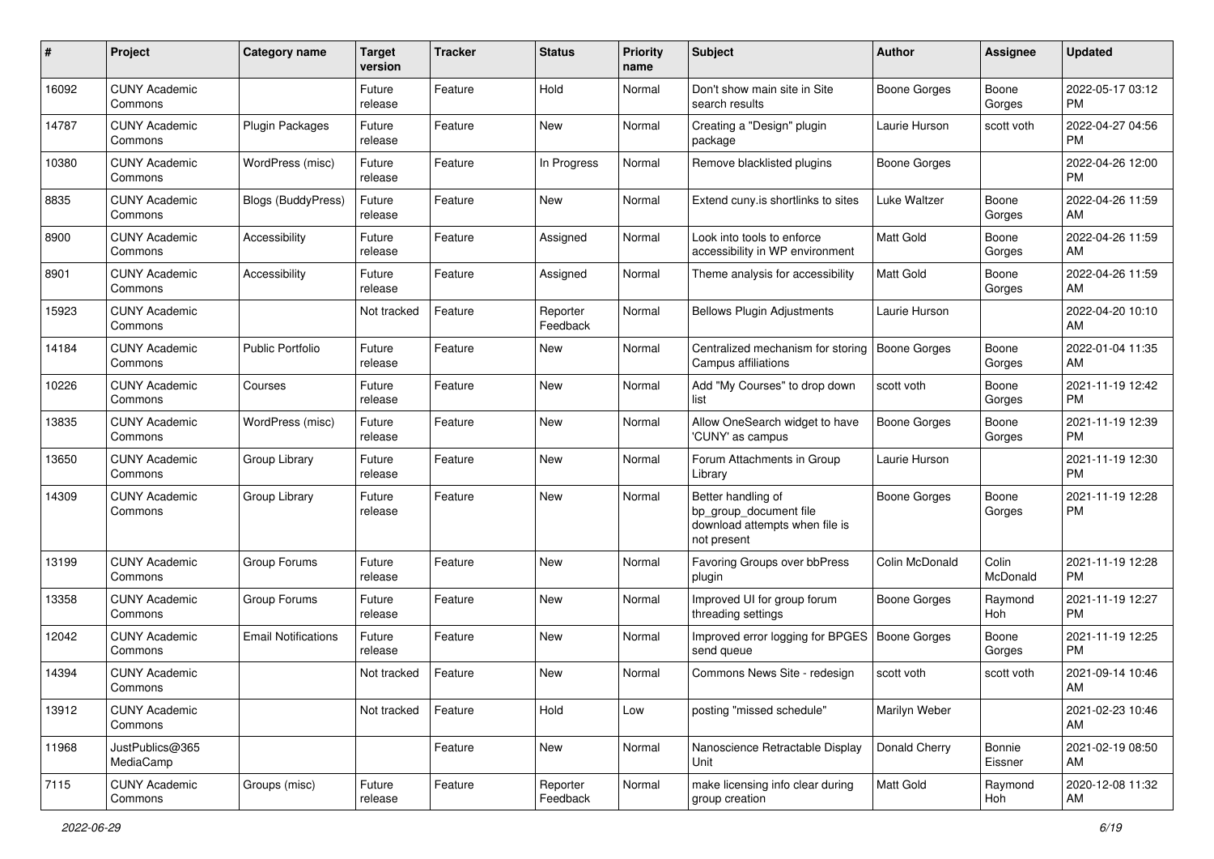| # | Project | Category name | Target version | Tracker | Status | Priority name | Subject | Author | Assignee | Updated |
|---|---|---|---|---|---|---|---|---|---|---|
| 16092 | CUNY Academic Commons | | Future release | Feature | Hold | Normal | Don't show main site in Site search results | Boone Gorges | Boone Gorges | 2022-05-17 03:12 PM |
| 14787 | CUNY Academic Commons | Plugin Packages | Future release | Feature | New | Normal | Creating a "Design" plugin package | Laurie Hurson | scott voth | 2022-04-27 04:56 PM |
| 10380 | CUNY Academic Commons | WordPress (misc) | Future release | Feature | In Progress | Normal | Remove blacklisted plugins | Boone Gorges | | 2022-04-26 12:00 PM |
| 8835 | CUNY Academic Commons | Blogs (BuddyPress) | Future release | Feature | New | Normal | Extend cuny.is shortlinks to sites | Luke Waltzer | Boone Gorges | 2022-04-26 11:59 AM |
| 8900 | CUNY Academic Commons | Accessibility | Future release | Feature | Assigned | Normal | Look into tools to enforce accessibility in WP environment | Matt Gold | Boone Gorges | 2022-04-26 11:59 AM |
| 8901 | CUNY Academic Commons | Accessibility | Future release | Feature | Assigned | Normal | Theme analysis for accessibility | Matt Gold | Boone Gorges | 2022-04-26 11:59 AM |
| 15923 | CUNY Academic Commons | | Not tracked | Feature | Reporter Feedback | Normal | Bellows Plugin Adjustments | Laurie Hurson | | 2022-04-20 10:10 AM |
| 14184 | CUNY Academic Commons | Public Portfolio | Future release | Feature | New | Normal | Centralized mechanism for storing Campus affiliations | Boone Gorges | Boone Gorges | 2022-01-04 11:35 AM |
| 10226 | CUNY Academic Commons | Courses | Future release | Feature | New | Normal | Add "My Courses" to drop down list | scott voth | Boone Gorges | 2021-11-19 12:42 PM |
| 13835 | CUNY Academic Commons | WordPress (misc) | Future release | Feature | New | Normal | Allow OneSearch widget to have 'CUNY' as campus | Boone Gorges | Boone Gorges | 2021-11-19 12:39 PM |
| 13650 | CUNY Academic Commons | Group Library | Future release | Feature | New | Normal | Forum Attachments in Group Library | Laurie Hurson | | 2021-11-19 12:30 PM |
| 14309 | CUNY Academic Commons | Group Library | Future release | Feature | New | Normal | Better handling of bp_group_document file download attempts when file is not present | Boone Gorges | Boone Gorges | 2021-11-19 12:28 PM |
| 13199 | CUNY Academic Commons | Group Forums | Future release | Feature | New | Normal | Favoring Groups over bbPress plugin | Colin McDonald | Colin McDonald | 2021-11-19 12:28 PM |
| 13358 | CUNY Academic Commons | Group Forums | Future release | Feature | New | Normal | Improved UI for group forum threading settings | Boone Gorges | Raymond Hoh | 2021-11-19 12:27 PM |
| 12042 | CUNY Academic Commons | Email Notifications | Future release | Feature | New | Normal | Improved error logging for BPGES send queue | Boone Gorges | Boone Gorges | 2021-11-19 12:25 PM |
| 14394 | CUNY Academic Commons | | Not tracked | Feature | New | Normal | Commons News Site - redesign | scott voth | scott voth | 2021-09-14 10:46 AM |
| 13912 | CUNY Academic Commons | | Not tracked | Feature | Hold | Low | posting "missed schedule" | Marilyn Weber | | 2021-02-23 10:46 AM |
| 11968 | JustPublics@365 MediaCamp | | | Feature | New | Normal | Nanoscience Retractable Display Unit | Donald Cherry | Bonnie Eissner | 2021-02-19 08:50 AM |
| 7115 | CUNY Academic Commons | Groups (misc) | Future release | Feature | Reporter Feedback | Normal | make licensing info clear during group creation | Matt Gold | Raymond Hoh | 2020-12-08 11:32 AM |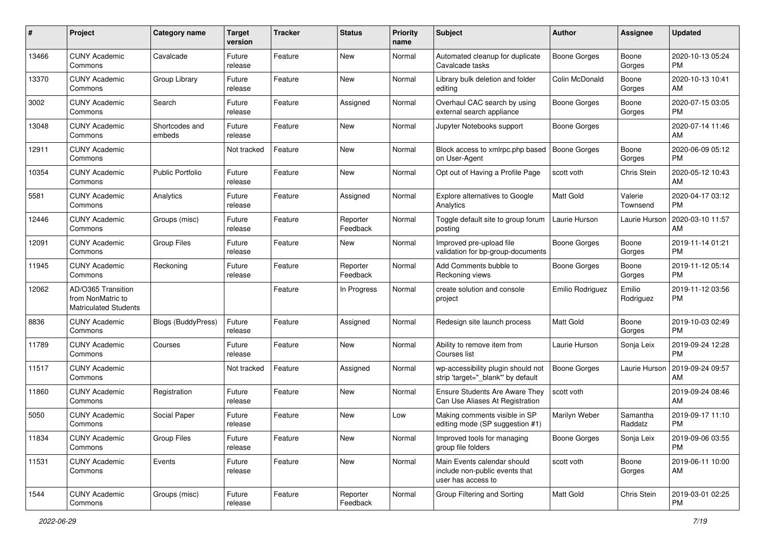| # | Project | Category name | Target version | Tracker | Status | Priority name | Subject | Author | Assignee | Updated |
|---|---|---|---|---|---|---|---|---|---|---|
| 13466 | CUNY Academic Commons | Cavalcade | Future release | Feature | New | Normal | Automated cleanup for duplicate Cavalcade tasks | Boone Gorges | Boone Gorges | 2020-10-13 05:24 PM |
| 13370 | CUNY Academic Commons | Group Library | Future release | Feature | New | Normal | Library bulk deletion and folder editing | Colin McDonald | Boone Gorges | 2020-10-13 10:41 AM |
| 3002 | CUNY Academic Commons | Search | Future release | Feature | Assigned | Normal | Overhaul CAC search by using external search appliance | Boone Gorges | Boone Gorges | 2020-07-15 03:05 PM |
| 13048 | CUNY Academic Commons | Shortcodes and embeds | Future release | Feature | New | Normal | Jupyter Notebooks support | Boone Gorges | | 2020-07-14 11:46 AM |
| 12911 | CUNY Academic Commons | | Not tracked | Feature | New | Normal | Block access to xmlrpc.php based on User-Agent | Boone Gorges | Boone Gorges | 2020-06-09 05:12 PM |
| 10354 | CUNY Academic Commons | Public Portfolio | Future release | Feature | New | Normal | Opt out of Having a Profile Page | scott voth | Chris Stein | 2020-05-12 10:43 AM |
| 5581 | CUNY Academic Commons | Analytics | Future release | Feature | Assigned | Normal | Explore alternatives to Google Analytics | Matt Gold | Valerie Townsend | 2020-04-17 03:12 PM |
| 12446 | CUNY Academic Commons | Groups (misc) | Future release | Feature | Reporter Feedback | Normal | Toggle default site to group forum posting | Laurie Hurson | Laurie Hurson | 2020-03-10 11:57 AM |
| 12091 | CUNY Academic Commons | Group Files | Future release | Feature | New | Normal | Improved pre-upload file validation for bp-group-documents | Boone Gorges | Boone Gorges | 2019-11-14 01:21 PM |
| 11945 | CUNY Academic Commons | Reckoning | Future release | Feature | Reporter Feedback | Normal | Add Comments bubble to Reckoning views | Boone Gorges | Boone Gorges | 2019-11-12 05:14 PM |
| 12062 | AD/O365 Transition from NonMatric to Matriculated Students | | | Feature | In Progress | Normal | create solution and console project | Emilio Rodriguez | Emilio Rodriguez | 2019-11-12 03:56 PM |
| 8836 | CUNY Academic Commons | Blogs (BuddyPress) | Future release | Feature | Assigned | Normal | Redesign site launch process | Matt Gold | Boone Gorges | 2019-10-03 02:49 PM |
| 11789 | CUNY Academic Commons | Courses | Future release | Feature | New | Normal | Ability to remove item from Courses list | Laurie Hurson | Sonja Leix | 2019-09-24 12:28 PM |
| 11517 | CUNY Academic Commons | | Not tracked | Feature | Assigned | Normal | wp-accessibility plugin should not strip 'target="_blank"' by default | Boone Gorges | Laurie Hurson | 2019-09-24 09:57 AM |
| 11860 | CUNY Academic Commons | Registration | Future release | Feature | New | Normal | Ensure Students Are Aware They Can Use Aliases At Registration | scott voth | | 2019-09-24 08:46 AM |
| 5050 | CUNY Academic Commons | Social Paper | Future release | Feature | New | Low | Making comments visible in SP editing mode (SP suggestion #1) | Marilyn Weber | Samantha Raddatz | 2019-09-17 11:10 PM |
| 11834 | CUNY Academic Commons | Group Files | Future release | Feature | New | Normal | Improved tools for managing group file folders | Boone Gorges | Sonja Leix | 2019-09-06 03:55 PM |
| 11531 | CUNY Academic Commons | Events | Future release | Feature | New | Normal | Main Events calendar should include non-public events that user has access to | scott voth | Boone Gorges | 2019-06-11 10:00 AM |
| 1544 | CUNY Academic Commons | Groups (misc) | Future release | Feature | Reporter Feedback | Normal | Group Filtering and Sorting | Matt Gold | Chris Stein | 2019-03-01 02:25 PM |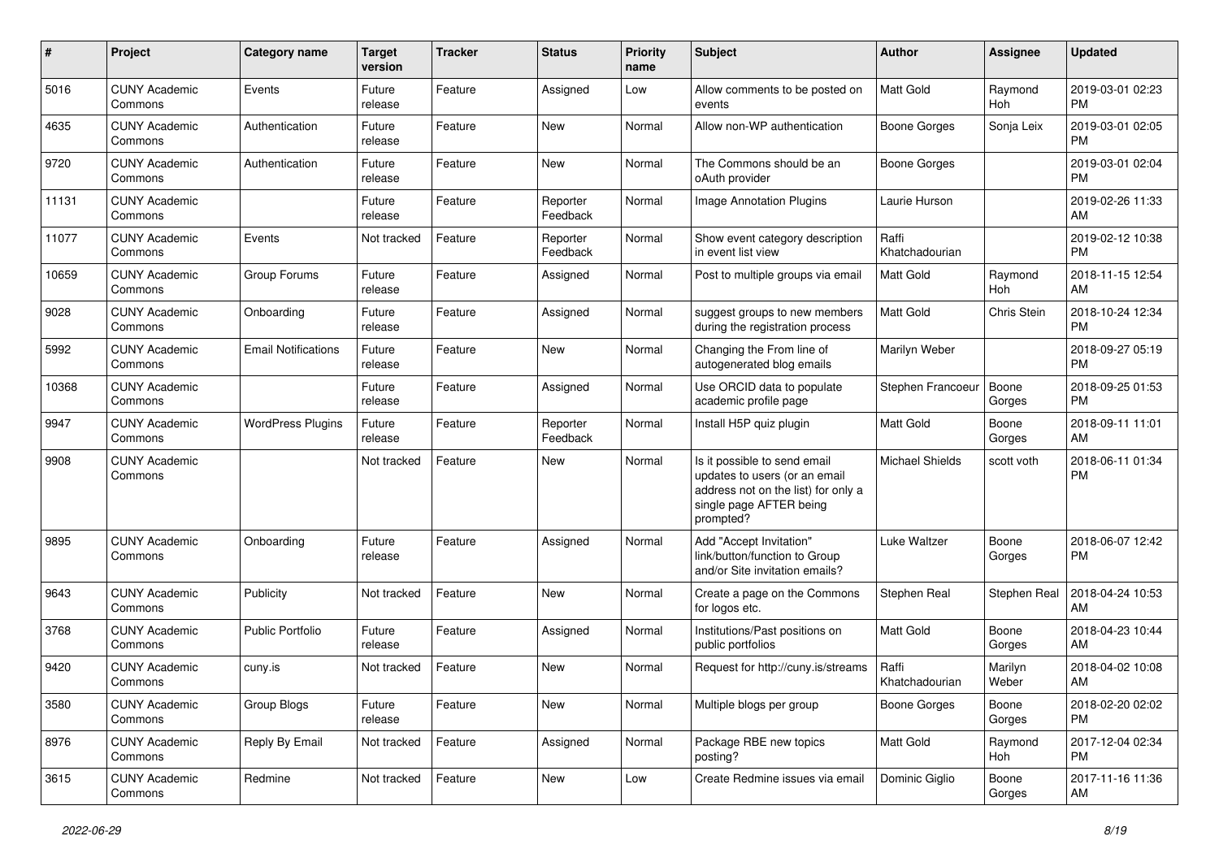| # | Project | Category name | Target version | Tracker | Status | Priority name | Subject | Author | Assignee | Updated |
| --- | --- | --- | --- | --- | --- | --- | --- | --- | --- | --- |
| 5016 | CUNY Academic Commons | Events | Future release | Feature | Assigned | Low | Allow comments to be posted on events | Matt Gold | Raymond Hoh | 2019-03-01 02:23 PM |
| 4635 | CUNY Academic Commons | Authentication | Future release | Feature | New | Normal | Allow non-WP authentication | Boone Gorges | Sonja Leix | 2019-03-01 02:05 PM |
| 9720 | CUNY Academic Commons | Authentication | Future release | Feature | New | Normal | The Commons should be an oAuth provider | Boone Gorges | | 2019-03-01 02:04 PM |
| 11131 | CUNY Academic Commons | | Future release | Feature | Reporter Feedback | Normal | Image Annotation Plugins | Laurie Hurson | | 2019-02-26 11:33 AM |
| 11077 | CUNY Academic Commons | Events | Not tracked | Feature | Reporter Feedback | Normal | Show event category description in event list view | Raffi Khatchadourian | | 2019-02-12 10:38 PM |
| 10659 | CUNY Academic Commons | Group Forums | Future release | Feature | Assigned | Normal | Post to multiple groups via email | Matt Gold | Raymond Hoh | 2018-11-15 12:54 AM |
| 9028 | CUNY Academic Commons | Onboarding | Future release | Feature | Assigned | Normal | suggest groups to new members during the registration process | Matt Gold | Chris Stein | 2018-10-24 12:34 PM |
| 5992 | CUNY Academic Commons | Email Notifications | Future release | Feature | New | Normal | Changing the From line of autogenerated blog emails | Marilyn Weber | | 2018-09-27 05:19 PM |
| 10368 | CUNY Academic Commons | | Future release | Feature | Assigned | Normal | Use ORCID data to populate academic profile page | Stephen Francoeur | Boone Gorges | 2018-09-25 01:53 PM |
| 9947 | CUNY Academic Commons | WordPress Plugins | Future release | Feature | Reporter Feedback | Normal | Install H5P quiz plugin | Matt Gold | Boone Gorges | 2018-09-11 11:01 AM |
| 9908 | CUNY Academic Commons | | Not tracked | Feature | New | Normal | Is it possible to send email updates to users (or an email address not on the list) for only a single page AFTER being prompted? | Michael Shields | scott voth | 2018-06-11 01:34 PM |
| 9895 | CUNY Academic Commons | Onboarding | Future release | Feature | Assigned | Normal | Add "Accept Invitation" link/button/function to Group and/or Site invitation emails? | Luke Waltzer | Boone Gorges | 2018-06-07 12:42 PM |
| 9643 | CUNY Academic Commons | Publicity | Not tracked | Feature | New | Normal | Create a page on the Commons for logos etc. | Stephen Real | Stephen Real | 2018-04-24 10:53 AM |
| 3768 | CUNY Academic Commons | Public Portfolio | Future release | Feature | Assigned | Normal | Institutions/Past positions on public portfolios | Matt Gold | Boone Gorges | 2018-04-23 10:44 AM |
| 9420 | CUNY Academic Commons | cuny.is | Not tracked | Feature | New | Normal | Request for http://cuny.is/streams | Raffi Khatchadourian | Marilyn Weber | 2018-04-02 10:08 AM |
| 3580 | CUNY Academic Commons | Group Blogs | Future release | Feature | New | Normal | Multiple blogs per group | Boone Gorges | Boone Gorges | 2018-02-20 02:02 PM |
| 8976 | CUNY Academic Commons | Reply By Email | Not tracked | Feature | Assigned | Normal | Package RBE new topics posting? | Matt Gold | Raymond Hoh | 2017-12-04 02:34 PM |
| 3615 | CUNY Academic Commons | Redmine | Not tracked | Feature | New | Low | Create Redmine issues via email | Dominic Giglio | Boone Gorges | 2017-11-16 11:36 AM |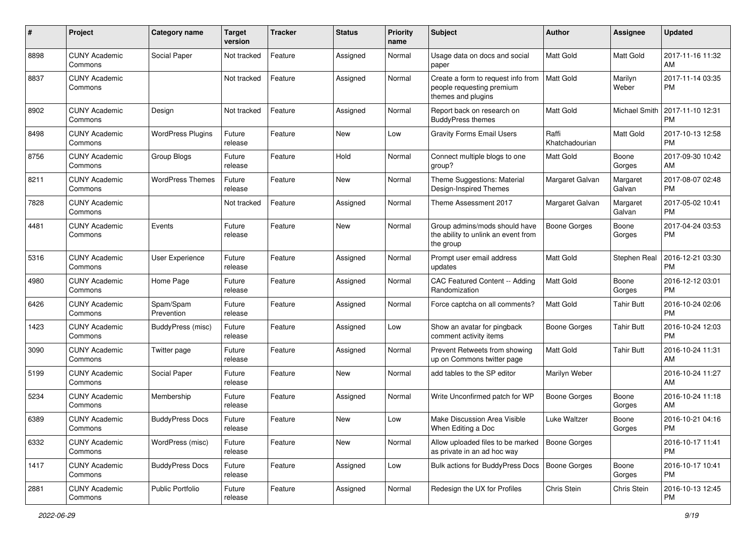| # | Project | Category name | Target version | Tracker | Status | Priority name | Subject | Author | Assignee | Updated |
|---|---|---|---|---|---|---|---|---|---|---|
| 8898 | CUNY Academic Commons | Social Paper | Not tracked | Feature | Assigned | Normal | Usage data on docs and social paper | Matt Gold | Matt Gold | 2017-11-16 11:32 AM |
| 8837 | CUNY Academic Commons | | Not tracked | Feature | Assigned | Normal | Create a form to request info from people requesting premium themes and plugins | Matt Gold | Marilyn Weber | 2017-11-14 03:35 PM |
| 8902 | CUNY Academic Commons | Design | Not tracked | Feature | Assigned | Normal | Report back on research on BuddyPress themes | Matt Gold | Michael Smith | 2017-11-10 12:31 PM |
| 8498 | CUNY Academic Commons | WordPress Plugins | Future release | Feature | New | Low | Gravity Forms Email Users | Raffi Khatchadourian | Matt Gold | 2017-10-13 12:58 PM |
| 8756 | CUNY Academic Commons | Group Blogs | Future release | Feature | Hold | Normal | Connect multiple blogs to one group? | Matt Gold | Boone Gorges | 2017-09-30 10:42 AM |
| 8211 | CUNY Academic Commons | WordPress Themes | Future release | Feature | New | Normal | Theme Suggestions: Material Design-Inspired Themes | Margaret Galvan | Margaret Galvan | 2017-08-07 02:48 PM |
| 7828 | CUNY Academic Commons | | Not tracked | Feature | Assigned | Normal | Theme Assessment 2017 | Margaret Galvan | Margaret Galvan | 2017-05-02 10:41 PM |
| 4481 | CUNY Academic Commons | Events | Future release | Feature | New | Normal | Group admins/mods should have the ability to unlink an event from the group | Boone Gorges | Boone Gorges | 2017-04-24 03:53 PM |
| 5316 | CUNY Academic Commons | User Experience | Future release | Feature | Assigned | Normal | Prompt user email address updates | Matt Gold | Stephen Real | 2016-12-21 03:30 PM |
| 4980 | CUNY Academic Commons | Home Page | Future release | Feature | Assigned | Normal | CAC Featured Content -- Adding Randomization | Matt Gold | Boone Gorges | 2016-12-12 03:01 PM |
| 6426 | CUNY Academic Commons | Spam/Spam Prevention | Future release | Feature | Assigned | Normal | Force captcha on all comments? | Matt Gold | Tahir Butt | 2016-10-24 02:06 PM |
| 1423 | CUNY Academic Commons | BuddyPress (misc) | Future release | Feature | Assigned | Low | Show an avatar for pingback comment activity items | Boone Gorges | Tahir Butt | 2016-10-24 12:03 PM |
| 3090 | CUNY Academic Commons | Twitter page | Future release | Feature | Assigned | Normal | Prevent Retweets from showing up on Commons twitter page | Matt Gold | Tahir Butt | 2016-10-24 11:31 AM |
| 5199 | CUNY Academic Commons | Social Paper | Future release | Feature | New | Normal | add tables to the SP editor | Marilyn Weber | | 2016-10-24 11:27 AM |
| 5234 | CUNY Academic Commons | Membership | Future release | Feature | Assigned | Normal | Write Unconfirmed patch for WP | Boone Gorges | Boone Gorges | 2016-10-24 11:18 AM |
| 6389 | CUNY Academic Commons | BuddyPress Docs | Future release | Feature | New | Low | Make Discussion Area Visible When Editing a Doc | Luke Waltzer | Boone Gorges | 2016-10-21 04:16 PM |
| 6332 | CUNY Academic Commons | WordPress (misc) | Future release | Feature | New | Normal | Allow uploaded files to be marked as private in an ad hoc way | Boone Gorges | | 2016-10-17 11:41 PM |
| 1417 | CUNY Academic Commons | BuddyPress Docs | Future release | Feature | Assigned | Low | Bulk actions for BuddyPress Docs | Boone Gorges | Boone Gorges | 2016-10-17 10:41 PM |
| 2881 | CUNY Academic Commons | Public Portfolio | Future release | Feature | Assigned | Normal | Redesign the UX for Profiles | Chris Stein | Chris Stein | 2016-10-13 12:45 PM |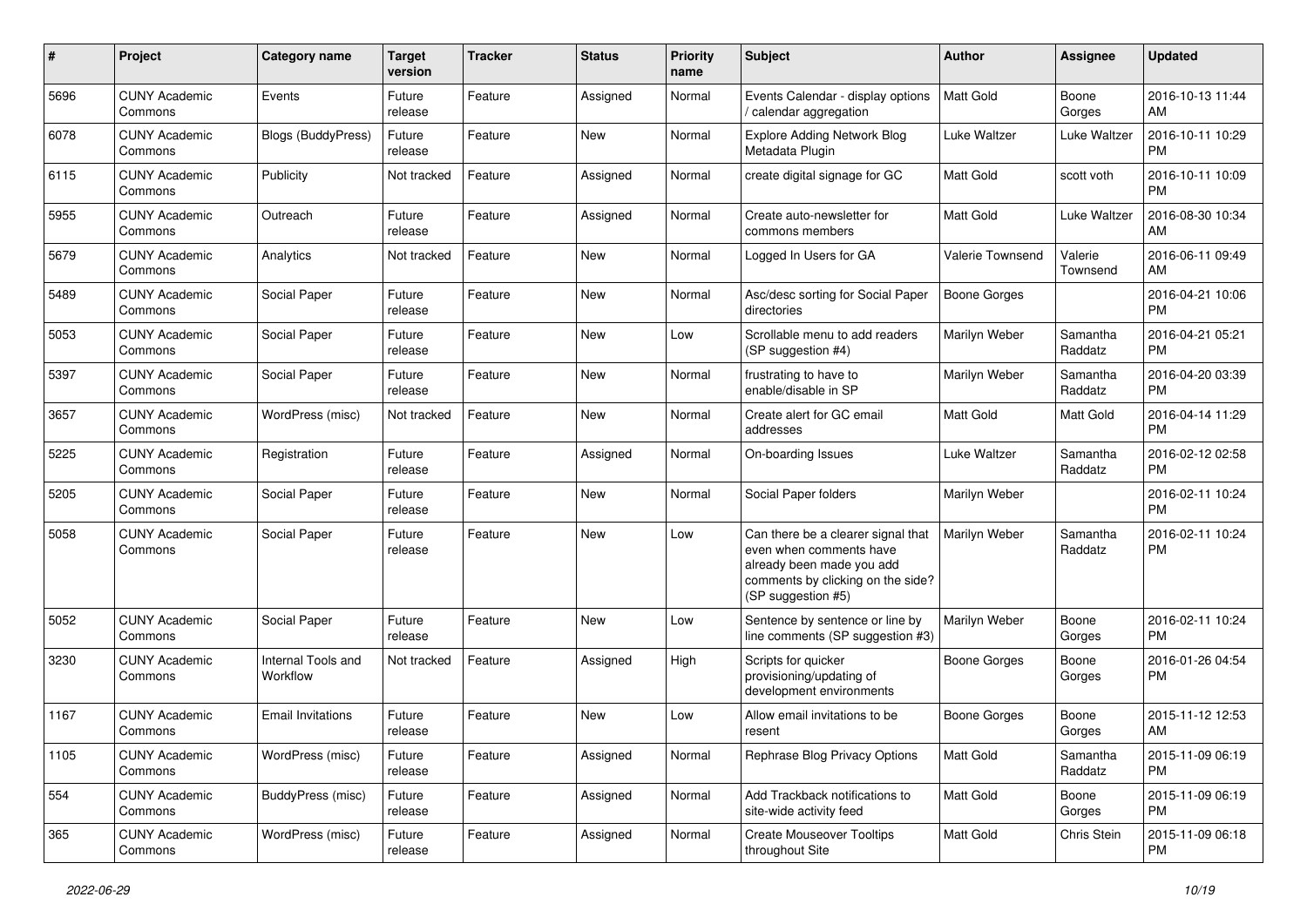| # | Project | Category name | Target version | Tracker | Status | Priority name | Subject | Author | Assignee | Updated |
|---|---|---|---|---|---|---|---|---|---|---|
| 5696 | CUNY Academic Commons | Events | Future release | Feature | Assigned | Normal | Events Calendar - display options / calendar aggregation | Matt Gold | Boone Gorges | 2016-10-13 11:44 AM |
| 6078 | CUNY Academic Commons | Blogs (BuddyPress) | Future release | Feature | New | Normal | Explore Adding Network Blog Metadata Plugin | Luke Waltzer | Luke Waltzer | 2016-10-11 10:29 PM |
| 6115 | CUNY Academic Commons | Publicity | Not tracked | Feature | Assigned | Normal | create digital signage for GC | Matt Gold | scott voth | 2016-10-11 10:09 PM |
| 5955 | CUNY Academic Commons | Outreach | Future release | Feature | Assigned | Normal | Create auto-newsletter for commons members | Matt Gold | Luke Waltzer | 2016-08-30 10:34 AM |
| 5679 | CUNY Academic Commons | Analytics | Not tracked | Feature | New | Normal | Logged In Users for GA | Valerie Townsend | Valerie Townsend | 2016-06-11 09:49 AM |
| 5489 | CUNY Academic Commons | Social Paper | Future release | Feature | New | Normal | Asc/desc sorting for Social Paper directories | Boone Gorges | | 2016-04-21 10:06 PM |
| 5053 | CUNY Academic Commons | Social Paper | Future release | Feature | New | Low | Scrollable menu to add readers (SP suggestion #4) | Marilyn Weber | Samantha Raddatz | 2016-04-21 05:21 PM |
| 5397 | CUNY Academic Commons | Social Paper | Future release | Feature | New | Normal | frustrating to have to enable/disable in SP | Marilyn Weber | Samantha Raddatz | 2016-04-20 03:39 PM |
| 3657 | CUNY Academic Commons | WordPress (misc) | Not tracked | Feature | New | Normal | Create alert for GC email addresses | Matt Gold | Matt Gold | 2016-04-14 11:29 PM |
| 5225 | CUNY Academic Commons | Registration | Future release | Feature | Assigned | Normal | On-boarding Issues | Luke Waltzer | Samantha Raddatz | 2016-02-12 02:58 PM |
| 5205 | CUNY Academic Commons | Social Paper | Future release | Feature | New | Normal | Social Paper folders | Marilyn Weber | | 2016-02-11 10:24 PM |
| 5058 | CUNY Academic Commons | Social Paper | Future release | Feature | New | Low | Can there be a clearer signal that even when comments have already been made you add comments by clicking on the side? (SP suggestion #5) | Marilyn Weber | Samantha Raddatz | 2016-02-11 10:24 PM |
| 5052 | CUNY Academic Commons | Social Paper | Future release | Feature | New | Low | Sentence by sentence or line by line comments (SP suggestion #3) | Marilyn Weber | Boone Gorges | 2016-02-11 10:24 PM |
| 3230 | CUNY Academic Commons | Internal Tools and Workflow | Not tracked | Feature | Assigned | High | Scripts for quicker provisioning/updating of development environments | Boone Gorges | Boone Gorges | 2016-01-26 04:54 PM |
| 1167 | CUNY Academic Commons | Email Invitations | Future release | Feature | New | Low | Allow email invitations to be resent | Boone Gorges | Boone Gorges | 2015-11-12 12:53 AM |
| 1105 | CUNY Academic Commons | WordPress (misc) | Future release | Feature | Assigned | Normal | Rephrase Blog Privacy Options | Matt Gold | Samantha Raddatz | 2015-11-09 06:19 PM |
| 554 | CUNY Academic Commons | BuddyPress (misc) | Future release | Feature | Assigned | Normal | Add Trackback notifications to site-wide activity feed | Matt Gold | Boone Gorges | 2015-11-09 06:19 PM |
| 365 | CUNY Academic Commons | WordPress (misc) | Future release | Feature | Assigned | Normal | Create Mouseover Tooltips throughout Site | Matt Gold | Chris Stein | 2015-11-09 06:18 PM |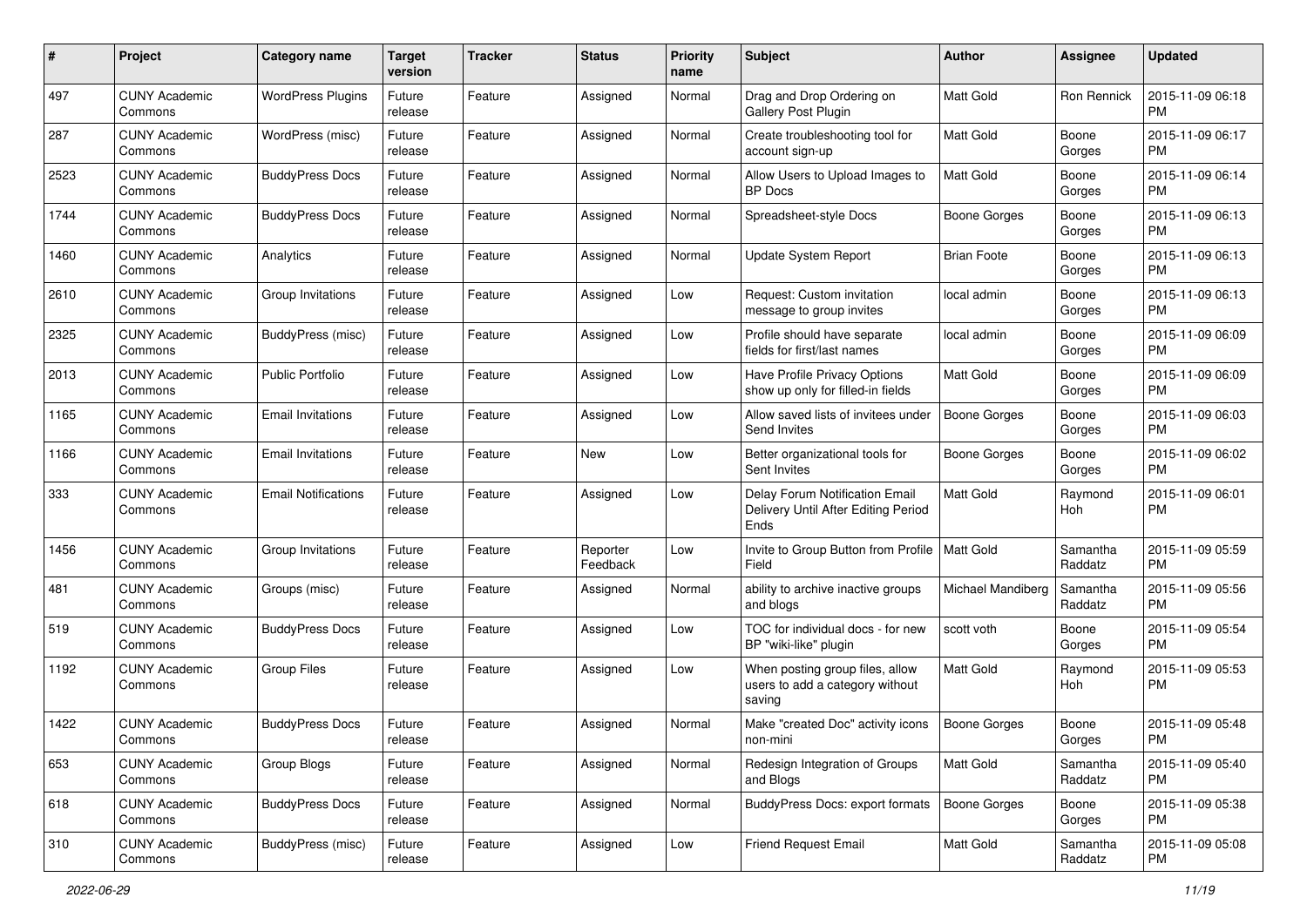| # | Project | Category name | Target version | Tracker | Status | Priority name | Subject | Author | Assignee | Updated |
|---|---|---|---|---|---|---|---|---|---|---|
| 497 | CUNY Academic Commons | WordPress Plugins | Future release | Feature | Assigned | Normal | Drag and Drop Ordering on Gallery Post Plugin | Matt Gold | Ron Rennick | 2015-11-09 06:18 PM |
| 287 | CUNY Academic Commons | WordPress (misc) | Future release | Feature | Assigned | Normal | Create troubleshooting tool for account sign-up | Matt Gold | Boone Gorges | 2015-11-09 06:17 PM |
| 2523 | CUNY Academic Commons | BuddyPress Docs | Future release | Feature | Assigned | Normal | Allow Users to Upload Images to BP Docs | Matt Gold | Boone Gorges | 2015-11-09 06:14 PM |
| 1744 | CUNY Academic Commons | BuddyPress Docs | Future release | Feature | Assigned | Normal | Spreadsheet-style Docs | Boone Gorges | Boone Gorges | 2015-11-09 06:13 PM |
| 1460 | CUNY Academic Commons | Analytics | Future release | Feature | Assigned | Normal | Update System Report | Brian Foote | Boone Gorges | 2015-11-09 06:13 PM |
| 2610 | CUNY Academic Commons | Group Invitations | Future release | Feature | Assigned | Low | Request: Custom invitation message to group invites | local admin | Boone Gorges | 2015-11-09 06:13 PM |
| 2325 | CUNY Academic Commons | BuddyPress (misc) | Future release | Feature | Assigned | Low | Profile should have separate fields for first/last names | local admin | Boone Gorges | 2015-11-09 06:09 PM |
| 2013 | CUNY Academic Commons | Public Portfolio | Future release | Feature | Assigned | Low | Have Profile Privacy Options show up only for filled-in fields | Matt Gold | Boone Gorges | 2015-11-09 06:09 PM |
| 1165 | CUNY Academic Commons | Email Invitations | Future release | Feature | Assigned | Low | Allow saved lists of invitees under Send Invites | Boone Gorges | Boone Gorges | 2015-11-09 06:03 PM |
| 1166 | CUNY Academic Commons | Email Invitations | Future release | Feature | New | Low | Better organizational tools for Sent Invites | Boone Gorges | Boone Gorges | 2015-11-09 06:02 PM |
| 333 | CUNY Academic Commons | Email Notifications | Future release | Feature | Assigned | Low | Delay Forum Notification Email Delivery Until After Editing Period Ends | Matt Gold | Raymond Hoh | 2015-11-09 06:01 PM |
| 1456 | CUNY Academic Commons | Group Invitations | Future release | Feature | Reporter Feedback | Low | Invite to Group Button from Profile Field | Matt Gold | Samantha Raddatz | 2015-11-09 05:59 PM |
| 481 | CUNY Academic Commons | Groups (misc) | Future release | Feature | Assigned | Normal | ability to archive inactive groups and blogs | Michael Mandiberg | Samantha Raddatz | 2015-11-09 05:56 PM |
| 519 | CUNY Academic Commons | BuddyPress Docs | Future release | Feature | Assigned | Low | TOC for individual docs - for new BP "wiki-like" plugin | scott voth | Boone Gorges | 2015-11-09 05:54 PM |
| 1192 | CUNY Academic Commons | Group Files | Future release | Feature | Assigned | Low | When posting group files, allow users to add a category without saving | Matt Gold | Raymond Hoh | 2015-11-09 05:53 PM |
| 1422 | CUNY Academic Commons | BuddyPress Docs | Future release | Feature | Assigned | Normal | Make "created Doc" activity icons non-mini | Boone Gorges | Boone Gorges | 2015-11-09 05:48 PM |
| 653 | CUNY Academic Commons | Group Blogs | Future release | Feature | Assigned | Normal | Redesign Integration of Groups and Blogs | Matt Gold | Samantha Raddatz | 2015-11-09 05:40 PM |
| 618 | CUNY Academic Commons | BuddyPress Docs | Future release | Feature | Assigned | Normal | BuddyPress Docs: export formats | Boone Gorges | Boone Gorges | 2015-11-09 05:38 PM |
| 310 | CUNY Academic Commons | BuddyPress (misc) | Future release | Feature | Assigned | Low | Friend Request Email | Matt Gold | Samantha Raddatz | 2015-11-09 05:08 PM |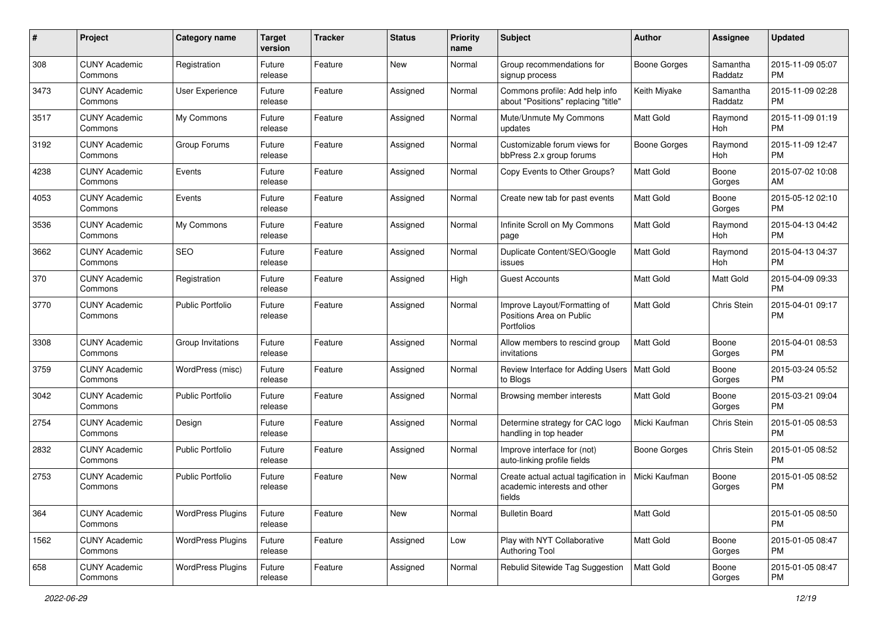| # | Project | Category name | Target version | Tracker | Status | Priority name | Subject | Author | Assignee | Updated |
|---|---|---|---|---|---|---|---|---|---|---|
| 308 | CUNY Academic Commons | Registration | Future release | Feature | New | Normal | Group recommendations for signup process | Boone Gorges | Samantha Raddatz | 2015-11-09 05:07 PM |
| 3473 | CUNY Academic Commons | User Experience | Future release | Feature | Assigned | Normal | Commons profile: Add help info about "Positions" replacing "title" | Keith Miyake | Samantha Raddatz | 2015-11-09 02:28 PM |
| 3517 | CUNY Academic Commons | My Commons | Future release | Feature | Assigned | Normal | Mute/Unmute My Commons updates | Matt Gold | Raymond Hoh | 2015-11-09 01:19 PM |
| 3192 | CUNY Academic Commons | Group Forums | Future release | Feature | Assigned | Normal | Customizable forum views for bbPress 2.x group forums | Boone Gorges | Raymond Hoh | 2015-11-09 12:47 PM |
| 4238 | CUNY Academic Commons | Events | Future release | Feature | Assigned | Normal | Copy Events to Other Groups? | Matt Gold | Boone Gorges | 2015-07-02 10:08 AM |
| 4053 | CUNY Academic Commons | Events | Future release | Feature | Assigned | Normal | Create new tab for past events | Matt Gold | Boone Gorges | 2015-05-12 02:10 PM |
| 3536 | CUNY Academic Commons | My Commons | Future release | Feature | Assigned | Normal | Infinite Scroll on My Commons page | Matt Gold | Raymond Hoh | 2015-04-13 04:42 PM |
| 3662 | CUNY Academic Commons | SEO | Future release | Feature | Assigned | Normal | Duplicate Content/SEO/Google issues | Matt Gold | Raymond Hoh | 2015-04-13 04:37 PM |
| 370 | CUNY Academic Commons | Registration | Future release | Feature | Assigned | High | Guest Accounts | Matt Gold | Matt Gold | 2015-04-09 09:33 PM |
| 3770 | CUNY Academic Commons | Public Portfolio | Future release | Feature | Assigned | Normal | Improve Layout/Formatting of Positions Area on Public Portfolios | Matt Gold | Chris Stein | 2015-04-01 09:17 PM |
| 3308 | CUNY Academic Commons | Group Invitations | Future release | Feature | Assigned | Normal | Allow members to rescind group invitations | Matt Gold | Boone Gorges | 2015-04-01 08:53 PM |
| 3759 | CUNY Academic Commons | WordPress (misc) | Future release | Feature | Assigned | Normal | Review Interface for Adding Users to Blogs | Matt Gold | Boone Gorges | 2015-03-24 05:52 PM |
| 3042 | CUNY Academic Commons | Public Portfolio | Future release | Feature | Assigned | Normal | Browsing member interests | Matt Gold | Boone Gorges | 2015-03-21 09:04 PM |
| 2754 | CUNY Academic Commons | Design | Future release | Feature | Assigned | Normal | Determine strategy for CAC logo handling in top header | Micki Kaufman | Chris Stein | 2015-01-05 08:53 PM |
| 2832 | CUNY Academic Commons | Public Portfolio | Future release | Feature | Assigned | Normal | Improve interface for (not) auto-linking profile fields | Boone Gorges | Chris Stein | 2015-01-05 08:52 PM |
| 2753 | CUNY Academic Commons | Public Portfolio | Future release | Feature | New | Normal | Create actual actual tagification in academic interests and other fields | Micki Kaufman | Boone Gorges | 2015-01-05 08:52 PM |
| 364 | CUNY Academic Commons | WordPress Plugins | Future release | Feature | New | Normal | Bulletin Board | Matt Gold | | 2015-01-05 08:50 PM |
| 1562 | CUNY Academic Commons | WordPress Plugins | Future release | Feature | Assigned | Low | Play with NYT Collaborative Authoring Tool | Matt Gold | Boone Gorges | 2015-01-05 08:47 PM |
| 658 | CUNY Academic Commons | WordPress Plugins | Future release | Feature | Assigned | Normal | Rebulid Sitewide Tag Suggestion | Matt Gold | Boone Gorges | 2015-01-05 08:47 PM |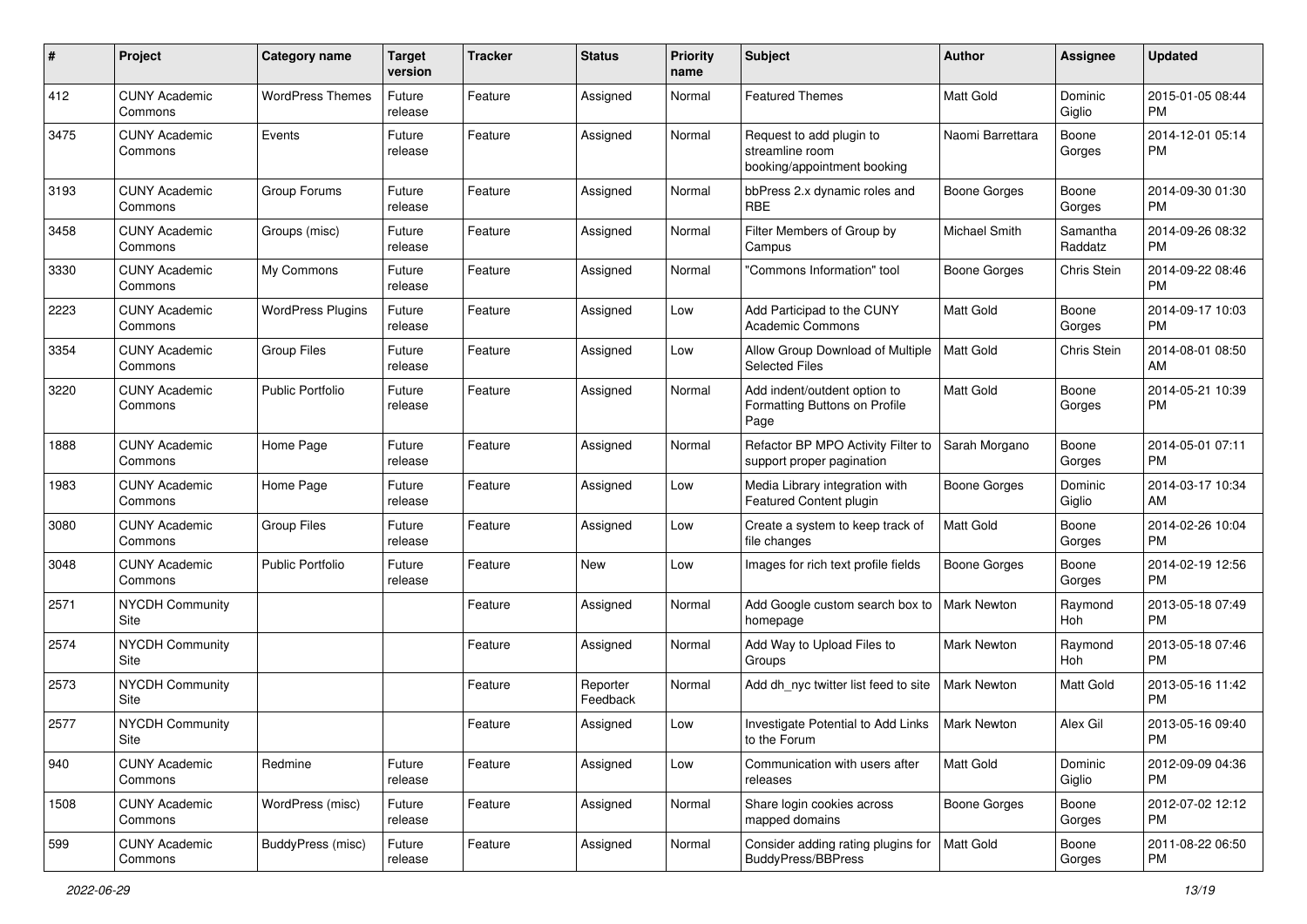| # | Project | Category name | Target version | Tracker | Status | Priority name | Subject | Author | Assignee | Updated |
|---|---|---|---|---|---|---|---|---|---|---|
| 412 | CUNY Academic Commons | WordPress Themes | Future release | Feature | Assigned | Normal | Featured Themes | Matt Gold | Dominic Giglio | 2015-01-05 08:44 PM |
| 3475 | CUNY Academic Commons | Events | Future release | Feature | Assigned | Normal | Request to add plugin to streamline room booking/appointment booking | Naomi Barrettara | Boone Gorges | 2014-12-01 05:14 PM |
| 3193 | CUNY Academic Commons | Group Forums | Future release | Feature | Assigned | Normal | bbPress 2.x dynamic roles and RBE | Boone Gorges | Boone Gorges | 2014-09-30 01:30 PM |
| 3458 | CUNY Academic Commons | Groups (misc) | Future release | Feature | Assigned | Normal | Filter Members of Group by Campus | Michael Smith | Samantha Raddatz | 2014-09-26 08:32 PM |
| 3330 | CUNY Academic Commons | My Commons | Future release | Feature | Assigned | Normal | "Commons Information" tool | Boone Gorges | Chris Stein | 2014-09-22 08:46 PM |
| 2223 | CUNY Academic Commons | WordPress Plugins | Future release | Feature | Assigned | Low | Add Participad to the CUNY Academic Commons | Matt Gold | Boone Gorges | 2014-09-17 10:03 PM |
| 3354 | CUNY Academic Commons | Group Files | Future release | Feature | Assigned | Low | Allow Group Download of Multiple Selected Files | Matt Gold | Chris Stein | 2014-08-01 08:50 AM |
| 3220 | CUNY Academic Commons | Public Portfolio | Future release | Feature | Assigned | Normal | Add indent/outdent option to Formatting Buttons on Profile Page | Matt Gold | Boone Gorges | 2014-05-21 10:39 PM |
| 1888 | CUNY Academic Commons | Home Page | Future release | Feature | Assigned | Normal | Refactor BP MPO Activity Filter to support proper pagination | Sarah Morgano | Boone Gorges | 2014-05-01 07:11 PM |
| 1983 | CUNY Academic Commons | Home Page | Future release | Feature | Assigned | Low | Media Library integration with Featured Content plugin | Boone Gorges | Dominic Giglio | 2014-03-17 10:34 AM |
| 3080 | CUNY Academic Commons | Group Files | Future release | Feature | Assigned | Low | Create a system to keep track of file changes | Matt Gold | Boone Gorges | 2014-02-26 10:04 PM |
| 3048 | CUNY Academic Commons | Public Portfolio | Future release | Feature | New | Low | Images for rich text profile fields | Boone Gorges | Boone Gorges | 2014-02-19 12:56 PM |
| 2571 | NYCDH Community Site | | | Feature | Assigned | Normal | Add Google custom search box to homepage | Mark Newton | Raymond Hoh | 2013-05-18 07:49 PM |
| 2574 | NYCDH Community Site | | | Feature | Assigned | Normal | Add Way to Upload Files to Groups | Mark Newton | Raymond Hoh | 2013-05-18 07:46 PM |
| 2573 | NYCDH Community Site | | | Feature | Reporter Feedback | Normal | Add dh_nyc twitter list feed to site | Mark Newton | Matt Gold | 2013-05-16 11:42 PM |
| 2577 | NYCDH Community Site | | | Feature | Assigned | Low | Investigate Potential to Add Links to the Forum | Mark Newton | Alex Gil | 2013-05-16 09:40 PM |
| 940 | CUNY Academic Commons | Redmine | Future release | Feature | Assigned | Low | Communication with users after releases | Matt Gold | Dominic Giglio | 2012-09-09 04:36 PM |
| 1508 | CUNY Academic Commons | WordPress (misc) | Future release | Feature | Assigned | Normal | Share login cookies across mapped domains | Boone Gorges | Boone Gorges | 2012-07-02 12:12 PM |
| 599 | CUNY Academic Commons | BuddyPress (misc) | Future release | Feature | Assigned | Normal | Consider adding rating plugins for BuddyPress/BBPress | Matt Gold | Boone Gorges | 2011-08-22 06:50 PM |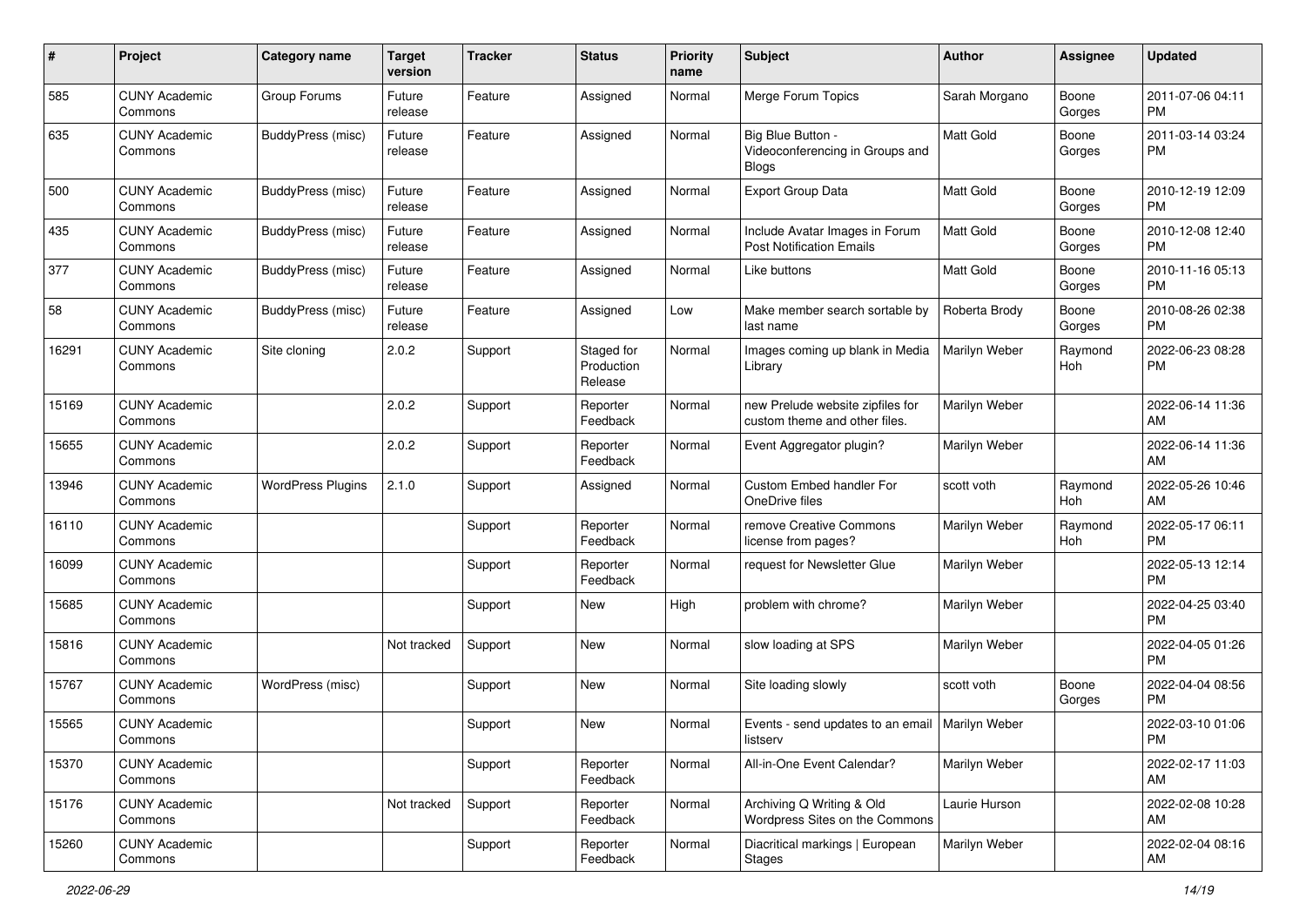| # | Project | Category name | Target version | Tracker | Status | Priority name | Subject | Author | Assignee | Updated |
|---|---|---|---|---|---|---|---|---|---|---|
| 585 | CUNY Academic Commons | Group Forums | Future release | Feature | Assigned | Normal | Merge Forum Topics | Sarah Morgano | Boone Gorges | 2011-07-06 04:11 PM |
| 635 | CUNY Academic Commons | BuddyPress (misc) | Future release | Feature | Assigned | Normal | Big Blue Button - Videoconferencing in Groups and Blogs | Matt Gold | Boone Gorges | 2011-03-14 03:24 PM |
| 500 | CUNY Academic Commons | BuddyPress (misc) | Future release | Feature | Assigned | Normal | Export Group Data | Matt Gold | Boone Gorges | 2010-12-19 12:09 PM |
| 435 | CUNY Academic Commons | BuddyPress (misc) | Future release | Feature | Assigned | Normal | Include Avatar Images in Forum Post Notification Emails | Matt Gold | Boone Gorges | 2010-12-08 12:40 PM |
| 377 | CUNY Academic Commons | BuddyPress (misc) | Future release | Feature | Assigned | Normal | Like buttons | Matt Gold | Boone Gorges | 2010-11-16 05:13 PM |
| 58 | CUNY Academic Commons | BuddyPress (misc) | Future release | Feature | Assigned | Low | Make member search sortable by last name | Roberta Brody | Boone Gorges | 2010-08-26 02:38 PM |
| 16291 | CUNY Academic Commons | Site cloning | 2.0.2 | Support | Staged for Production Release | Normal | Images coming up blank in Media Library | Marilyn Weber | Raymond Hoh | 2022-06-23 08:28 PM |
| 15169 | CUNY Academic Commons | | 2.0.2 | Support | Reporter Feedback | Normal | new Prelude website zipfiles for custom theme and other files. | Marilyn Weber | | 2022-06-14 11:36 AM |
| 15655 | CUNY Academic Commons | | 2.0.2 | Support | Reporter Feedback | Normal | Event Aggregator plugin? | Marilyn Weber | | 2022-06-14 11:36 AM |
| 13946 | CUNY Academic Commons | WordPress Plugins | 2.1.0 | Support | Assigned | Normal | Custom Embed handler For OneDrive files | scott voth | Raymond Hoh | 2022-05-26 10:46 AM |
| 16110 | CUNY Academic Commons | | | Support | Reporter Feedback | Normal | remove Creative Commons license from pages? | Marilyn Weber | Raymond Hoh | 2022-05-17 06:11 PM |
| 16099 | CUNY Academic Commons | | | Support | Reporter Feedback | Normal | request for Newsletter Glue | Marilyn Weber | | 2022-05-13 12:14 PM |
| 15685 | CUNY Academic Commons | | | Support | New | High | problem with chrome? | Marilyn Weber | | 2022-04-25 03:40 PM |
| 15816 | CUNY Academic Commons | | Not tracked | Support | New | Normal | slow loading at SPS | Marilyn Weber | | 2022-04-05 01:26 PM |
| 15767 | CUNY Academic Commons | WordPress (misc) | | Support | New | Normal | Site loading slowly | scott voth | Boone Gorges | 2022-04-04 08:56 PM |
| 15565 | CUNY Academic Commons | | | Support | New | Normal | Events - send updates to an email listserv | Marilyn Weber | | 2022-03-10 01:06 PM |
| 15370 | CUNY Academic Commons | | | Support | Reporter Feedback | Normal | All-in-One Event Calendar? | Marilyn Weber | | 2022-02-17 11:03 AM |
| 15176 | CUNY Academic Commons | | Not tracked | Support | Reporter Feedback | Normal | Archiving Q Writing & Old Wordpress Sites on the Commons | Laurie Hurson | | 2022-02-08 10:28 AM |
| 15260 | CUNY Academic Commons | | | Support | Reporter Feedback | Normal | Diacritical markings \| European Stages | Marilyn Weber | | 2022-02-04 08:16 AM |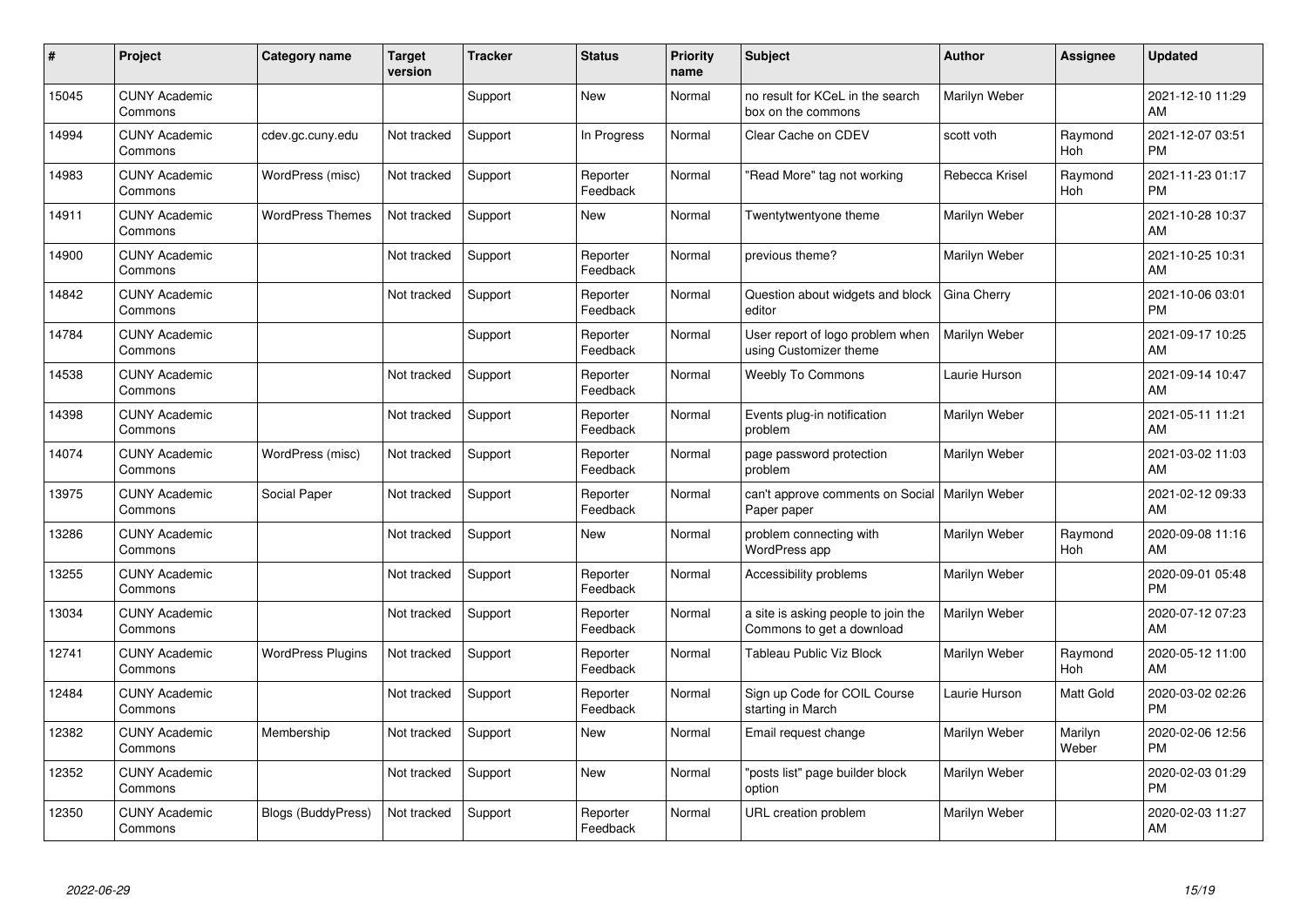| # | Project | Category name | Target version | Tracker | Status | Priority name | Subject | Author | Assignee | Updated |
|---|---|---|---|---|---|---|---|---|---|---|
| 15045 | CUNY Academic Commons | | | Support | New | Normal | no result for KCeL in the search box on the commons | Marilyn Weber | | 2021-12-10 11:29 AM |
| 14994 | CUNY Academic Commons | cdev.gc.cuny.edu | Not tracked | Support | In Progress | Normal | Clear Cache on CDEV | scott voth | Raymond Hoh | 2021-12-07 03:51 PM |
| 14983 | CUNY Academic Commons | WordPress (misc) | Not tracked | Support | Reporter Feedback | Normal | "Read More" tag not working | Rebecca Krisel | Raymond Hoh | 2021-11-23 01:17 PM |
| 14911 | CUNY Academic Commons | WordPress Themes | Not tracked | Support | New | Normal | Twentytwentyone theme | Marilyn Weber | | 2021-10-28 10:37 AM |
| 14900 | CUNY Academic Commons | | Not tracked | Support | Reporter Feedback | Normal | previous theme? | Marilyn Weber | | 2021-10-25 10:31 AM |
| 14842 | CUNY Academic Commons | | Not tracked | Support | Reporter Feedback | Normal | Question about widgets and block editor | Gina Cherry | | 2021-10-06 03:01 PM |
| 14784 | CUNY Academic Commons | | | Support | Reporter Feedback | Normal | User report of logo problem when using Customizer theme | Marilyn Weber | | 2021-09-17 10:25 AM |
| 14538 | CUNY Academic Commons | | Not tracked | Support | Reporter Feedback | Normal | Weebly To Commons | Laurie Hurson | | 2021-09-14 10:47 AM |
| 14398 | CUNY Academic Commons | | Not tracked | Support | Reporter Feedback | Normal | Events plug-in notification problem | Marilyn Weber | | 2021-05-11 11:21 AM |
| 14074 | CUNY Academic Commons | WordPress (misc) | Not tracked | Support | Reporter Feedback | Normal | page password protection problem | Marilyn Weber | | 2021-03-02 11:03 AM |
| 13975 | CUNY Academic Commons | Social Paper | Not tracked | Support | Reporter Feedback | Normal | can't approve comments on Social Paper paper | Marilyn Weber | | 2021-02-12 09:33 AM |
| 13286 | CUNY Academic Commons | | Not tracked | Support | New | Normal | problem connecting with WordPress app | Marilyn Weber | Raymond Hoh | 2020-09-08 11:16 AM |
| 13255 | CUNY Academic Commons | | Not tracked | Support | Reporter Feedback | Normal | Accessibility problems | Marilyn Weber | | 2020-09-01 05:48 PM |
| 13034 | CUNY Academic Commons | | Not tracked | Support | Reporter Feedback | Normal | a site is asking people to join the Commons to get a download | Marilyn Weber | | 2020-07-12 07:23 AM |
| 12741 | CUNY Academic Commons | WordPress Plugins | Not tracked | Support | Reporter Feedback | Normal | Tableau Public Viz Block | Marilyn Weber | Raymond Hoh | 2020-05-12 11:00 AM |
| 12484 | CUNY Academic Commons | | Not tracked | Support | Reporter Feedback | Normal | Sign up Code for COIL Course starting in March | Laurie Hurson | Matt Gold | 2020-03-02 02:26 PM |
| 12382 | CUNY Academic Commons | Membership | Not tracked | Support | New | Normal | Email request change | Marilyn Weber | Marilyn Weber | 2020-02-06 12:56 PM |
| 12352 | CUNY Academic Commons | | Not tracked | Support | New | Normal | "posts list" page builder block option | Marilyn Weber | | 2020-02-03 01:29 PM |
| 12350 | CUNY Academic Commons | Blogs (BuddyPress) | Not tracked | Support | Reporter Feedback | Normal | URL creation problem | Marilyn Weber | | 2020-02-03 11:27 AM |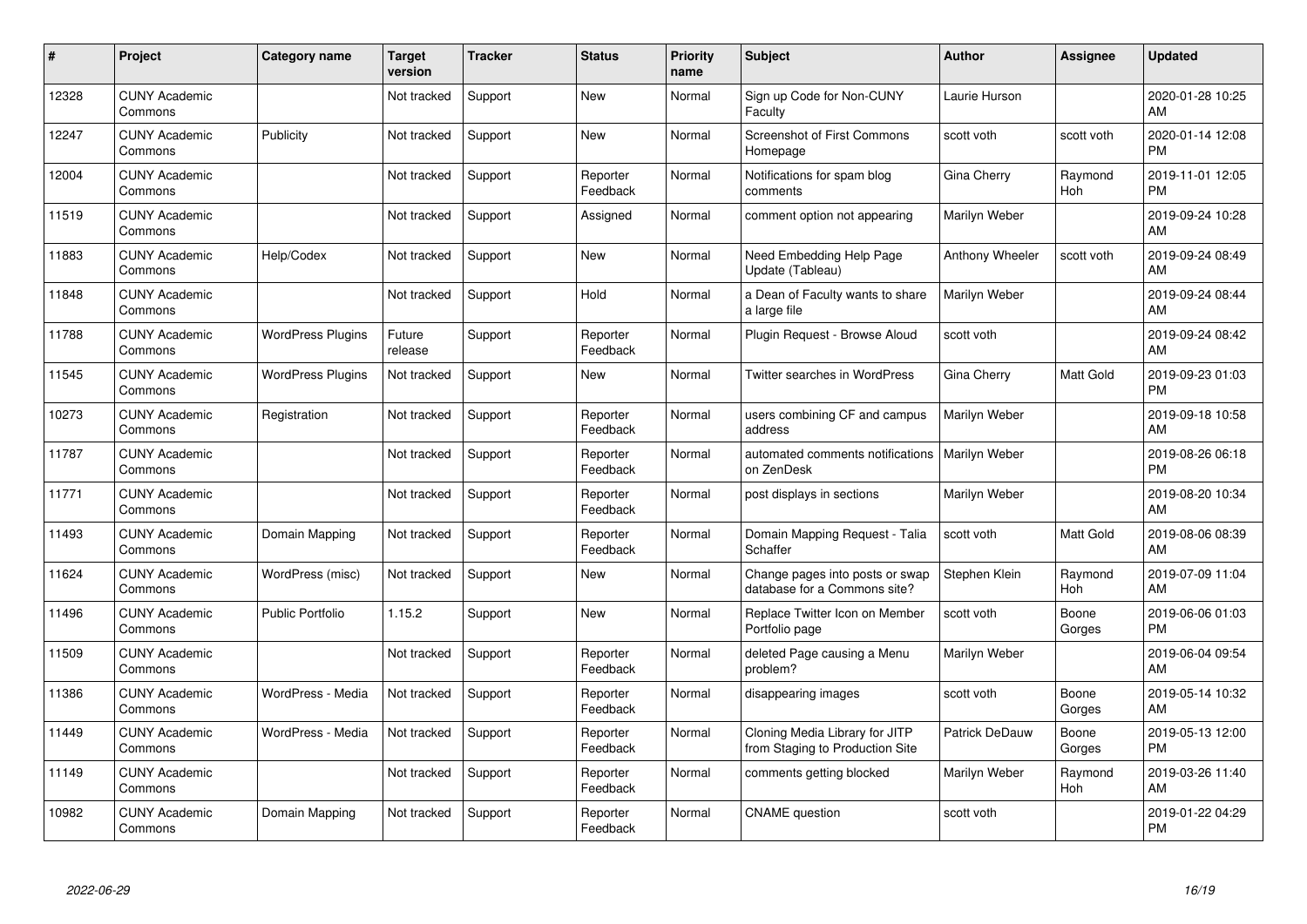| # | Project | Category name | Target version | Tracker | Status | Priority name | Subject | Author | Assignee | Updated |
|---|---|---|---|---|---|---|---|---|---|---|
| 12328 | CUNY Academic Commons | | Not tracked | Support | New | Normal | Sign up Code for Non-CUNY Faculty | Laurie Hurson | | 2020-01-28 10:25 AM |
| 12247 | CUNY Academic Commons | Publicity | Not tracked | Support | New | Normal | Screenshot of First Commons Homepage | scott voth | scott voth | 2020-01-14 12:08 PM |
| 12004 | CUNY Academic Commons | | Not tracked | Support | Reporter Feedback | Normal | Notifications for spam blog comments | Gina Cherry | Raymond Hoh | 2019-11-01 12:05 PM |
| 11519 | CUNY Academic Commons | | Not tracked | Support | Assigned | Normal | comment option not appearing | Marilyn Weber | | 2019-09-24 10:28 AM |
| 11883 | CUNY Academic Commons | Help/Codex | Not tracked | Support | New | Normal | Need Embedding Help Page Update (Tableau) | Anthony Wheeler | scott voth | 2019-09-24 08:49 AM |
| 11848 | CUNY Academic Commons | | Not tracked | Support | Hold | Normal | a Dean of Faculty wants to share a large file | Marilyn Weber | | 2019-09-24 08:44 AM |
| 11788 | CUNY Academic Commons | WordPress Plugins | Future release | Support | Reporter Feedback | Normal | Plugin Request - Browse Aloud | scott voth | | 2019-09-24 08:42 AM |
| 11545 | CUNY Academic Commons | WordPress Plugins | Not tracked | Support | New | Normal | Twitter searches in WordPress | Gina Cherry | Matt Gold | 2019-09-23 01:03 PM |
| 10273 | CUNY Academic Commons | Registration | Not tracked | Support | Reporter Feedback | Normal | users combining CF and campus address | Marilyn Weber | | 2019-09-18 10:58 AM |
| 11787 | CUNY Academic Commons | | Not tracked | Support | Reporter Feedback | Normal | automated comments notifications on ZenDesk | Marilyn Weber | | 2019-08-26 06:18 PM |
| 11771 | CUNY Academic Commons | | Not tracked | Support | Reporter Feedback | Normal | post displays in sections | Marilyn Weber | | 2019-08-20 10:34 AM |
| 11493 | CUNY Academic Commons | Domain Mapping | Not tracked | Support | Reporter Feedback | Normal | Domain Mapping Request - Talia Schaffer | scott voth | Matt Gold | 2019-08-06 08:39 AM |
| 11624 | CUNY Academic Commons | WordPress (misc) | Not tracked | Support | New | Normal | Change pages into posts or swap database for a Commons site? | Stephen Klein | Raymond Hoh | 2019-07-09 11:04 AM |
| 11496 | CUNY Academic Commons | Public Portfolio | 1.15.2 | Support | New | Normal | Replace Twitter Icon on Member Portfolio page | scott voth | Boone Gorges | 2019-06-06 01:03 PM |
| 11509 | CUNY Academic Commons | | Not tracked | Support | Reporter Feedback | Normal | deleted Page causing a Menu problem? | Marilyn Weber | | 2019-06-04 09:54 AM |
| 11386 | CUNY Academic Commons | WordPress - Media | Not tracked | Support | Reporter Feedback | Normal | disappearing images | scott voth | Boone Gorges | 2019-05-14 10:32 AM |
| 11449 | CUNY Academic Commons | WordPress - Media | Not tracked | Support | Reporter Feedback | Normal | Cloning Media Library for JITP from Staging to Production Site | Patrick DeDauw | Boone Gorges | 2019-05-13 12:00 PM |
| 11149 | CUNY Academic Commons | | Not tracked | Support | Reporter Feedback | Normal | comments getting blocked | Marilyn Weber | Raymond Hoh | 2019-03-26 11:40 AM |
| 10982 | CUNY Academic Commons | Domain Mapping | Not tracked | Support | Reporter Feedback | Normal | CNAME question | scott voth | | 2019-01-22 04:29 PM |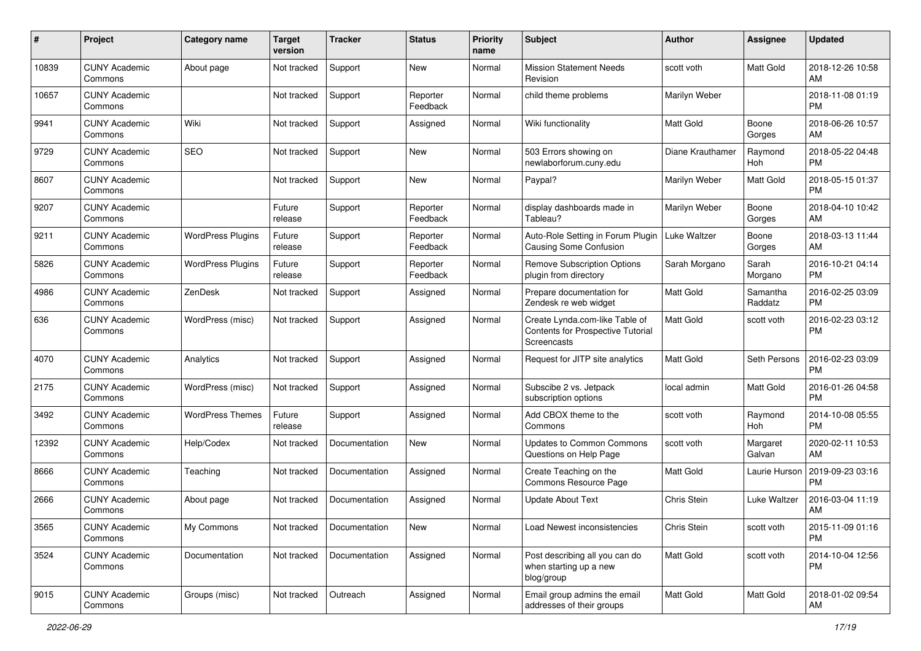| # | Project | Category name | Target version | Tracker | Status | Priority name | Subject | Author | Assignee | Updated |
|---|---|---|---|---|---|---|---|---|---|---|
| 10839 | CUNY Academic Commons | About page | Not tracked | Support | New | Normal | Mission Statement Needs Revision | scott voth | Matt Gold | 2018-12-26 10:58 AM |
| 10657 | CUNY Academic Commons | | Not tracked | Support | Reporter Feedback | Normal | child theme problems | Marilyn Weber | | 2018-11-08 01:19 PM |
| 9941 | CUNY Academic Commons | Wiki | Not tracked | Support | Assigned | Normal | Wiki functionality | Matt Gold | Boone Gorges | 2018-06-26 10:57 AM |
| 9729 | CUNY Academic Commons | SEO | Not tracked | Support | New | Normal | 503 Errors showing on newlaborforum.cuny.edu | Diane Krauthamer | Raymond Hoh | 2018-05-22 04:48 PM |
| 8607 | CUNY Academic Commons | | Not tracked | Support | New | Normal | Paypal? | Marilyn Weber | Matt Gold | 2018-05-15 01:37 PM |
| 9207 | CUNY Academic Commons | | Future release | Support | Reporter Feedback | Normal | display dashboards made in Tableau? | Marilyn Weber | Boone Gorges | 2018-04-10 10:42 AM |
| 9211 | CUNY Academic Commons | WordPress Plugins | Future release | Support | Reporter Feedback | Normal | Auto-Role Setting in Forum Plugin Causing Some Confusion | Luke Waltzer | Boone Gorges | 2018-03-13 11:44 AM |
| 5826 | CUNY Academic Commons | WordPress Plugins | Future release | Support | Reporter Feedback | Normal | Remove Subscription Options plugin from directory | Sarah Morgano | Sarah Morgano | 2016-10-21 04:14 PM |
| 4986 | CUNY Academic Commons | ZenDesk | Not tracked | Support | Assigned | Normal | Prepare documentation for Zendesk re web widget | Matt Gold | Samantha Raddatz | 2016-02-25 03:09 PM |
| 636 | CUNY Academic Commons | WordPress (misc) | Not tracked | Support | Assigned | Normal | Create Lynda.com-like Table of Contents for Prospective Tutorial Screencasts | Matt Gold | scott voth | 2016-02-23 03:12 PM |
| 4070 | CUNY Academic Commons | Analytics | Not tracked | Support | Assigned | Normal | Request for JITP site analytics | Matt Gold | Seth Persons | 2016-02-23 03:09 PM |
| 2175 | CUNY Academic Commons | WordPress (misc) | Not tracked | Support | Assigned | Normal | Subscibe 2 vs. Jetpack subscription options | local admin | Matt Gold | 2016-01-26 04:58 PM |
| 3492 | CUNY Academic Commons | WordPress Themes | Future release | Support | Assigned | Normal | Add CBOX theme to the Commons | scott voth | Raymond Hoh | 2014-10-08 05:55 PM |
| 12392 | CUNY Academic Commons | Help/Codex | Not tracked | Documentation | New | Normal | Updates to Common Commons Questions on Help Page | scott voth | Margaret Galvan | 2020-02-11 10:53 AM |
| 8666 | CUNY Academic Commons | Teaching | Not tracked | Documentation | Assigned | Normal | Create Teaching on the Commons Resource Page | Matt Gold | Laurie Hurson | 2019-09-23 03:16 PM |
| 2666 | CUNY Academic Commons | About page | Not tracked | Documentation | Assigned | Normal | Update About Text | Chris Stein | Luke Waltzer | 2016-03-04 11:19 AM |
| 3565 | CUNY Academic Commons | My Commons | Not tracked | Documentation | New | Normal | Load Newest inconsistencies | Chris Stein | scott voth | 2015-11-09 01:16 PM |
| 3524 | CUNY Academic Commons | Documentation | Not tracked | Documentation | Assigned | Normal | Post describing all you can do when starting up a new blog/group | Matt Gold | scott voth | 2014-10-04 12:56 PM |
| 9015 | CUNY Academic Commons | Groups (misc) | Not tracked | Outreach | Assigned | Normal | Email group admins the email addresses of their groups | Matt Gold | Matt Gold | 2018-01-02 09:54 AM |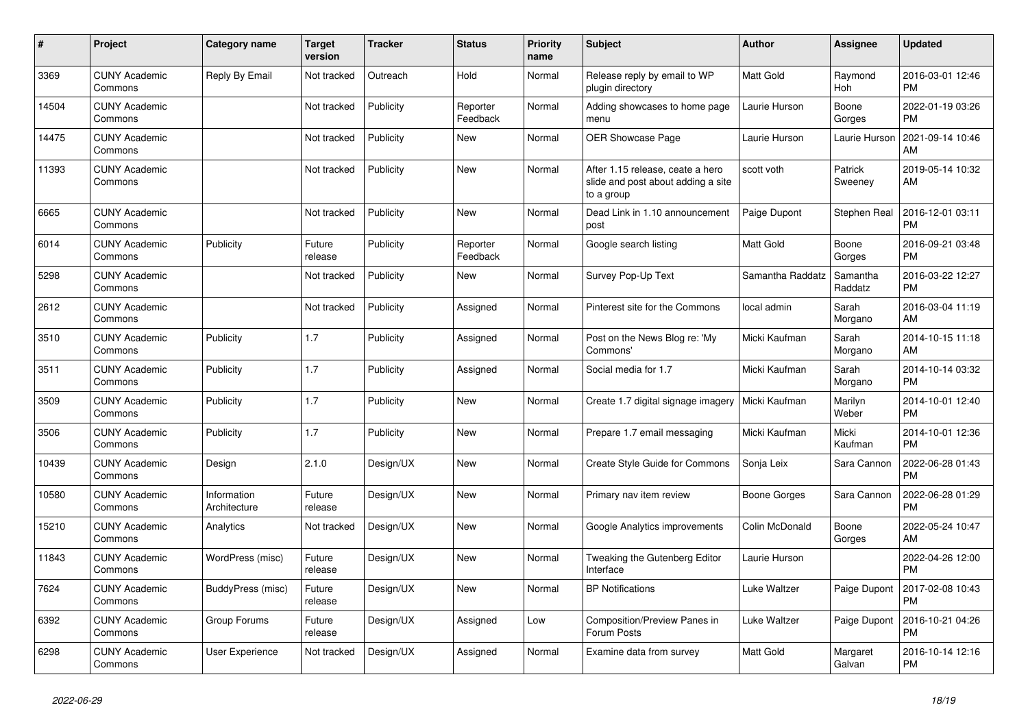| # | Project | Category name | Target version | Tracker | Status | Priority name | Subject | Author | Assignee | Updated |
|---|---|---|---|---|---|---|---|---|---|---|
| 3369 | CUNY Academic Commons | Reply By Email | Not tracked | Outreach | Hold | Normal | Release reply by email to WP plugin directory | Matt Gold | Raymond Hoh | 2016-03-01 12:46 PM |
| 14504 | CUNY Academic Commons | | Not tracked | Publicity | Reporter Feedback | Normal | Adding showcases to home page menu | Laurie Hurson | Boone Gorges | 2022-01-19 03:26 PM |
| 14475 | CUNY Academic Commons | | Not tracked | Publicity | New | Normal | OER Showcase Page | Laurie Hurson | Laurie Hurson | 2021-09-14 10:46 AM |
| 11393 | CUNY Academic Commons | | Not tracked | Publicity | New | Normal | After 1.15 release, create a hero slide and post about adding a site to a group | scott voth | Patrick Sweeney | 2019-05-14 10:32 AM |
| 6665 | CUNY Academic Commons | | Not tracked | Publicity | New | Normal | Dead Link in 1.10 announcement post | Paige Dupont | Stephen Real | 2016-12-01 03:11 PM |
| 6014 | CUNY Academic Commons | Publicity | Future release | Publicity | Reporter Feedback | Normal | Google search listing | Matt Gold | Boone Gorges | 2016-09-21 03:48 PM |
| 5298 | CUNY Academic Commons | | Not tracked | Publicity | New | Normal | Survey Pop-Up Text | Samantha Raddatz | Samantha Raddatz | 2016-03-22 12:27 PM |
| 2612 | CUNY Academic Commons | | Not tracked | Publicity | Assigned | Normal | Pinterest site for the Commons | local admin | Sarah Morgano | 2016-03-04 11:19 AM |
| 3510 | CUNY Academic Commons | Publicity | 1.7 | Publicity | Assigned | Normal | Post on the News Blog re: 'My Commons' | Micki Kaufman | Sarah Morgano | 2014-10-15 11:18 AM |
| 3511 | CUNY Academic Commons | Publicity | 1.7 | Publicity | Assigned | Normal | Social media for 1.7 | Micki Kaufman | Sarah Morgano | 2014-10-14 03:32 PM |
| 3509 | CUNY Academic Commons | Publicity | 1.7 | Publicity | New | Normal | Create 1.7 digital signage imagery | Micki Kaufman | Marilyn Weber | 2014-10-01 12:40 PM |
| 3506 | CUNY Academic Commons | Publicity | 1.7 | Publicity | New | Normal | Prepare 1.7 email messaging | Micki Kaufman | Micki Kaufman | 2014-10-01 12:36 PM |
| 10439 | CUNY Academic Commons | Design | 2.1.0 | Design/UX | New | Normal | Create Style Guide for Commons | Sonja Leix | Sara Cannon | 2022-06-28 01:43 PM |
| 10580 | CUNY Academic Commons | Information Architecture | Future release | Design/UX | New | Normal | Primary nav item review | Boone Gorges | Sara Cannon | 2022-06-28 01:29 PM |
| 15210 | CUNY Academic Commons | Analytics | Not tracked | Design/UX | New | Normal | Google Analytics improvements | Colin McDonald | Boone Gorges | 2022-05-24 10:47 AM |
| 11843 | CUNY Academic Commons | WordPress (misc) | Future release | Design/UX | New | Normal | Tweaking the Gutenberg Editor Interface | Laurie Hurson | | 2022-04-26 12:00 PM |
| 7624 | CUNY Academic Commons | BuddyPress (misc) | Future release | Design/UX | New | Normal | BP Notifications | Luke Waltzer | Paige Dupont | 2017-02-08 10:43 PM |
| 6392 | CUNY Academic Commons | Group Forums | Future release | Design/UX | Assigned | Low | Composition/Preview Panes in Forum Posts | Luke Waltzer | Paige Dupont | 2016-10-21 04:26 PM |
| 6298 | CUNY Academic Commons | User Experience | Not tracked | Design/UX | Assigned | Normal | Examine data from survey | Matt Gold | Margaret Galvan | 2016-10-14 12:16 PM |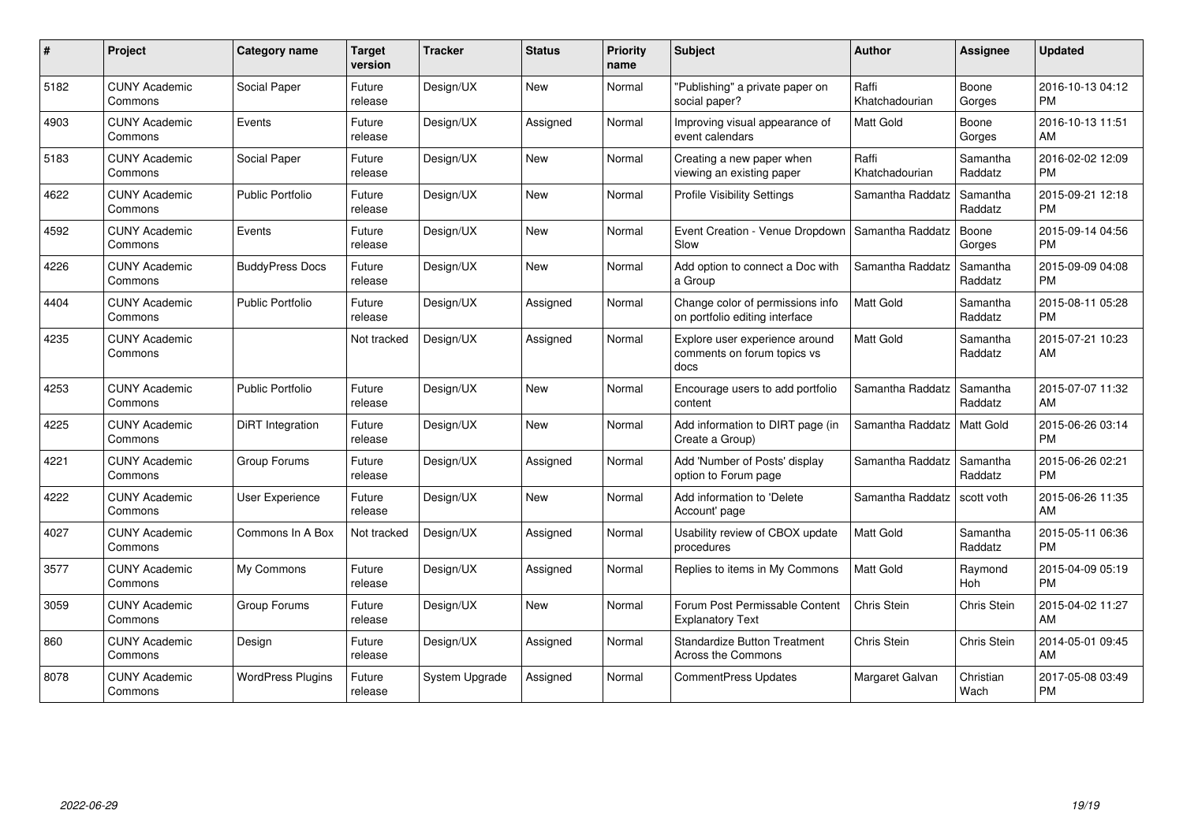| # | Project | Category name | Target version | Tracker | Status | Priority name | Subject | Author | Assignee | Updated |
|---|---|---|---|---|---|---|---|---|---|---|
| 5182 | CUNY Academic Commons | Social Paper | Future release | Design/UX | New | Normal | "Publishing" a private paper on social paper? | Raffi Khatchadourian | Boone Gorges | 2016-10-13 04:12 PM |
| 4903 | CUNY Academic Commons | Events | Future release | Design/UX | Assigned | Normal | Improving visual appearance of event calendars | Matt Gold | Boone Gorges | 2016-10-13 11:51 AM |
| 5183 | CUNY Academic Commons | Social Paper | Future release | Design/UX | New | Normal | Creating a new paper when viewing an existing paper | Raffi Khatchadourian | Samantha Raddatz | 2016-02-02 12:09 PM |
| 4622 | CUNY Academic Commons | Public Portfolio | Future release | Design/UX | New | Normal | Profile Visibility Settings | Samantha Raddatz | Samantha Raddatz | 2015-09-21 12:18 PM |
| 4592 | CUNY Academic Commons | Events | Future release | Design/UX | New | Normal | Event Creation - Venue Dropdown Slow | Samantha Raddatz | Boone Gorges | 2015-09-14 04:56 PM |
| 4226 | CUNY Academic Commons | BuddyPress Docs | Future release | Design/UX | New | Normal | Add option to connect a Doc with a Group | Samantha Raddatz | Samantha Raddatz | 2015-09-09 04:08 PM |
| 4404 | CUNY Academic Commons | Public Portfolio | Future release | Design/UX | Assigned | Normal | Change color of permissions info on portfolio editing interface | Matt Gold | Samantha Raddatz | 2015-08-11 05:28 PM |
| 4235 | CUNY Academic Commons | | Not tracked | Design/UX | Assigned | Normal | Explore user experience around comments on forum topics vs docs | Matt Gold | Samantha Raddatz | 2015-07-21 10:23 AM |
| 4253 | CUNY Academic Commons | Public Portfolio | Future release | Design/UX | New | Normal | Encourage users to add portfolio content | Samantha Raddatz | Samantha Raddatz | 2015-07-07 11:32 AM |
| 4225 | CUNY Academic Commons | DiRT Integration | Future release | Design/UX | New | Normal | Add information to DIRT page (in Create a Group) | Samantha Raddatz | Matt Gold | 2015-06-26 03:14 PM |
| 4221 | CUNY Academic Commons | Group Forums | Future release | Design/UX | Assigned | Normal | Add 'Number of Posts' display option to Forum page | Samantha Raddatz | Samantha Raddatz | 2015-06-26 02:21 PM |
| 4222 | CUNY Academic Commons | User Experience | Future release | Design/UX | New | Normal | Add information to 'Delete Account' page | Samantha Raddatz | scott voth | 2015-06-26 11:35 AM |
| 4027 | CUNY Academic Commons | Commons In A Box | Not tracked | Design/UX | Assigned | Normal | Usability review of CBOX update procedures | Matt Gold | Samantha Raddatz | 2015-05-11 06:36 PM |
| 3577 | CUNY Academic Commons | My Commons | Future release | Design/UX | Assigned | Normal | Replies to items in My Commons | Matt Gold | Raymond Hoh | 2015-04-09 05:19 PM |
| 3059 | CUNY Academic Commons | Group Forums | Future release | Design/UX | New | Normal | Forum Post Permissable Content Explanatory Text | Chris Stein | Chris Stein | 2015-04-02 11:27 AM |
| 860 | CUNY Academic Commons | Design | Future release | Design/UX | Assigned | Normal | Standardize Button Treatment Across the Commons | Chris Stein | Chris Stein | 2014-05-01 09:45 AM |
| 8078 | CUNY Academic Commons | WordPress Plugins | Future release | System Upgrade | Assigned | Normal | CommentPress Updates | Margaret Galvan | Christian Wach | 2017-05-08 03:49 PM |